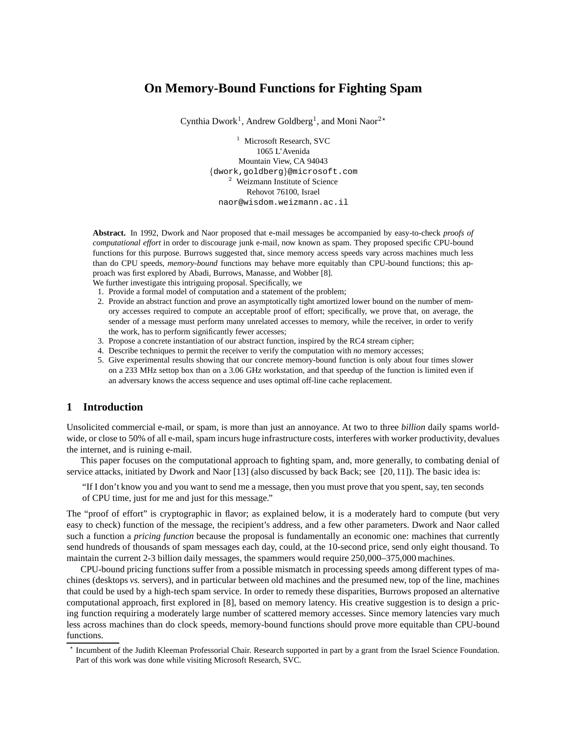# On Memory-Bound Functions for Fighting Spam

Cynthia Dwork[1], Andrew Goldberg[1], and Moni Naor[2]*

[1] Microsoft Research, SVC
1065 L'Avenida
Mountain View, CA 94043
{dwork,goldberg}@microsoft.com

[2] Weizmann Institute of Science
Rehovot 76100, Israel
naor@wisdom.weizmann.ac.il

**Abstract.** In 1992, Dwork and Naor proposed that e-mail messages be accompanied by easy-to-check *proofs of computational effort* in order to discourage junk e-mail, now known as spam. They proposed specific CPU-bound functions for this purpose. Burrows suggested that, since memory access speeds vary across machines much less than do CPU speeds, *memory-bound* functions may behave more equitably than CPU-bound functions; this approach was first explored by Abadi, Burrows, Manasse, and Wobber [8].
We further investigate this intriguing proposal. Specifically, we

1. Provide a formal model of computation and a statement of the problem;
2. Provide an abstract function and prove an asymptotically tight amortized lower bound on the number of memory accesses required to compute an acceptable proof of effort; specifically, we prove that, on average, the sender of a message must perform many unrelated accesses to memory, while the receiver, in order to verify the work, has to perform significantly fewer accesses;
3. Propose a concrete instantiation of our abstract function, inspired by the RC4 stream cipher;
4. Describe techniques to permit the receiver to verify the computation with *no* memory accesses;
5. Give experimental results showing that our concrete memory-bound function is only about four times slower on a 233 MHz settop box than on a 3.06 GHz workstation, and that speedup of the function is limited even if an adversary knows the access sequence and uses optimal off-line cache replacement.

## 1 Introduction

Unsolicited commercial e-mail, or spam, is more than just an annoyance. At two to three *billion* daily spams worldwide, or close to 50% of all e-mail, spam incurs huge infrastructure costs, interferes with worker productivity, devalues the internet, and is ruining e-mail.

This paper focuses on the computational approach to fighting spam, and, more generally, to combating denial of service attacks, initiated by Dwork and Naor [13] (also discussed by back Back; see [20, 11]). The basic idea is:

> "If I don't know you and you want to send me a message, then you must prove that you spent, say, ten seconds of CPU time, just for me and just for this message."

The "proof of effort" is cryptographic in flavor; as explained below, it is a moderately hard to compute (but very easy to check) function of the message, the recipient's address, and a few other parameters. Dwork and Naor called such a function a *pricing function* because the proposal is fundamentally an economic one: machines that currently send hundreds of thousands of spam messages each day, could, at the 10-second price, send only eight thousand. To maintain the current 2-3 billion daily messages, the spammers would require 250,000–375,000 machines.

CPU-bound pricing functions suffer from a possible mismatch in processing speeds among different types of machines (desktops *vs.* servers), and in particular between old machines and the presumed new, top of the line, machines that could be used by a high-tech spam service. In order to remedy these disparities, Burrows proposed an alternative computational approach, first explored in [8], based on memory latency. His creative suggestion is to design a pricing function requiring a moderately large number of scattered memory accesses. Since memory latencies vary much less across machines than do clock speeds, memory-bound functions should prove more equitable than CPU-bound functions.

* Incumbent of the Judith Kleeman Professorial Chair. Research supported in part by a grant from the Israel Science Foundation. Part of this work was done while visiting Microsoft Research, SVC.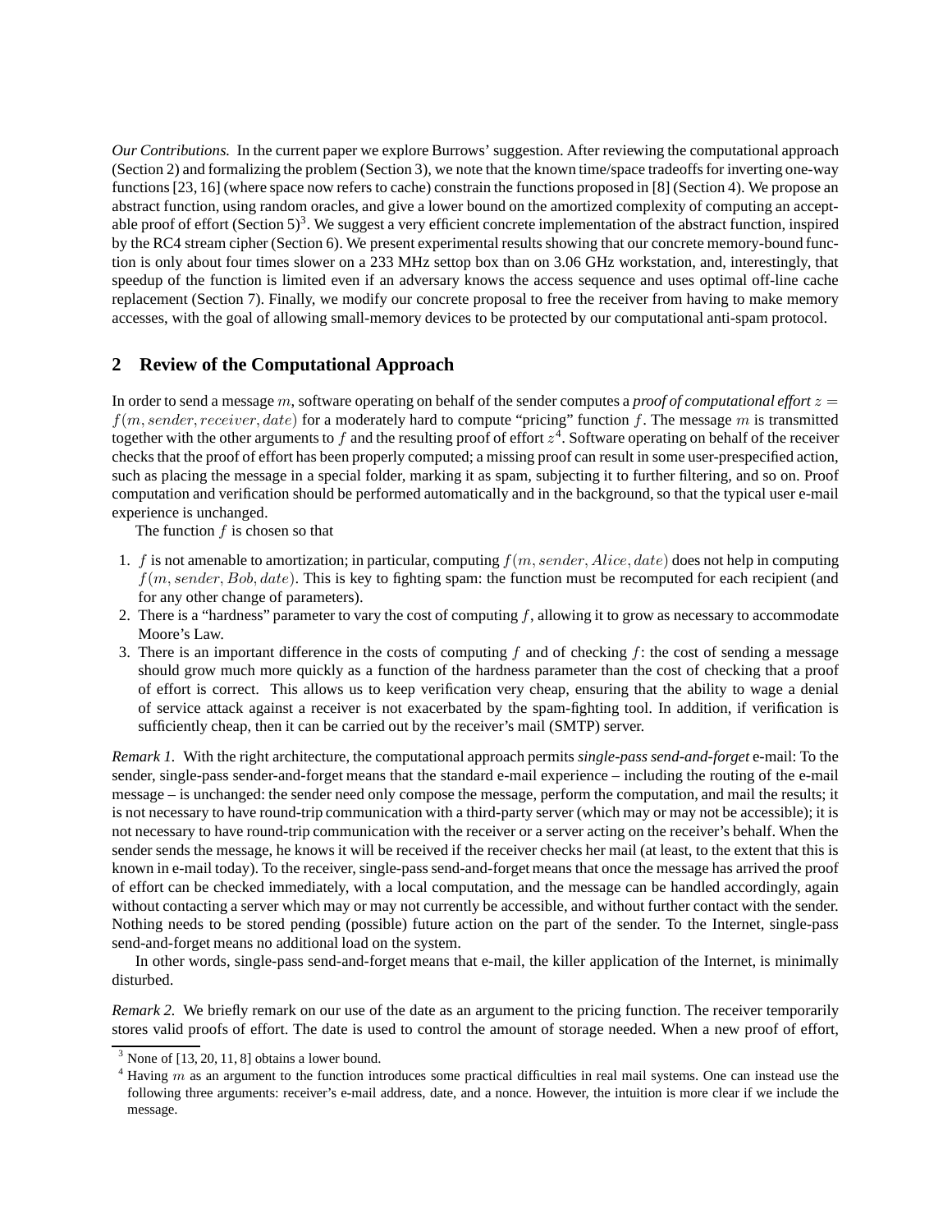*Our Contributions.* In the current paper we explore Burrows' suggestion. After reviewing the computational approach (Section 2) and formalizing the problem (Section 3), we note that the known time/space tradeoffs for inverting one-way functions [23, 16] (where space now refers to cache) constrain the functions proposed in [8] (Section 4). We propose an abstract function, using random oracles, and give a lower bound on the amortized complexity of computing an acceptable proof of effort (Section 5)[3]. We suggest a very efficient concrete implementation of the abstract function, inspired by the RC4 stream cipher (Section 6). We present experimental results showing that our concrete memory-bound function is only about four times slower on a 233 MHz settop box than on 3.06 GHz workstation, and, interestingly, that speedup of the function is limited even if an adversary knows the access sequence and uses optimal off-line cache replacement (Section 7). Finally, we modify our concrete proposal to free the receiver from having to make memory accesses, with the goal of allowing small-memory devices to be protected by our computational anti-spam protocol.

## 2 Review of the Computational Approach

In order to send a message $m$, software operating on behalf of the sender computes a *proof of computational effort* $z = f(m, sender, receiver, date)$ for a moderately hard to compute "pricing" function $f$. The message $m$ is transmitted together with the other arguments to $f$ and the resulting proof of effort $z$[4]. Software operating on behalf of the receiver checks that the proof of effort has been properly computed; a missing proof can result in some user-prespecified action, such as placing the message in a special folder, marking it as spam, subjecting it to further filtering, and so on. Proof computation and verification should be performed automatically and in the background, so that the typical user e-mail experience is unchanged.

The function $f$ is chosen so that

1. $f$ is not amenable to amortization; in particular, computing $f(m, sender, Alice, date)$ does not help in computing $f(m, sender, Bob, date)$. This is key to fighting spam: the function must be recomputed for each recipient (and for any other change of parameters).
2. There is a "hardness" parameter to vary the cost of computing $f$, allowing it to grow as necessary to accommodate Moore's Law.
3. There is an important difference in the costs of computing $f$ and of checking $f$: the cost of sending a message should grow much more quickly as a function of the hardness parameter than the cost of checking that a proof of effort is correct. This allows us to keep verification very cheap, ensuring that the ability to wage a denial of service attack against a receiver is not exacerbated by the spam-fighting tool. In addition, if verification is sufficiently cheap, then it can be carried out by the receiver's mail (SMTP) server.

*Remark 1.* With the right architecture, the computational approach permits *single-pass send-and-forget* e-mail: To the sender, single-pass sender-and-forget means that the standard e-mail experience – including the routing of the e-mail message – is unchanged: the sender need only compose the message, perform the computation, and mail the results; it is not necessary to have round-trip communication with a third-party server (which may or may not be accessible); it is not necessary to have round-trip communication with the receiver or a server acting on the receiver's behalf. When the sender sends the message, he knows it will be received if the receiver checks her mail (at least, to the extent that this is known in e-mail today). To the receiver, single-pass send-and-forget means that once the message has arrived the proof of effort can be checked immediately, with a local computation, and the message can be handled accordingly, again without contacting a server which may or may not currently be accessible, and without further contact with the sender. Nothing needs to be stored pending (possible) future action on the part of the sender. To the Internet, single-pass send-and-forget means no additional load on the system.

In other words, single-pass send-and-forget means that e-mail, the killer application of the Internet, is minimally disturbed.

*Remark 2.* We briefly remark on our use of the date as an argument to the pricing function. The receiver temporarily stores valid proofs of effort. The date is used to control the amount of storage needed. When a new proof of effort,

[3] None of [13, 20, 11, 8] obtains a lower bound.

[4] Having $m$ as an argument to the function introduces some practical difficulties in real mail systems. One can instead use the following three arguments: receiver's e-mail address, date, and a nonce. However, the intuition is more clear if we include the message.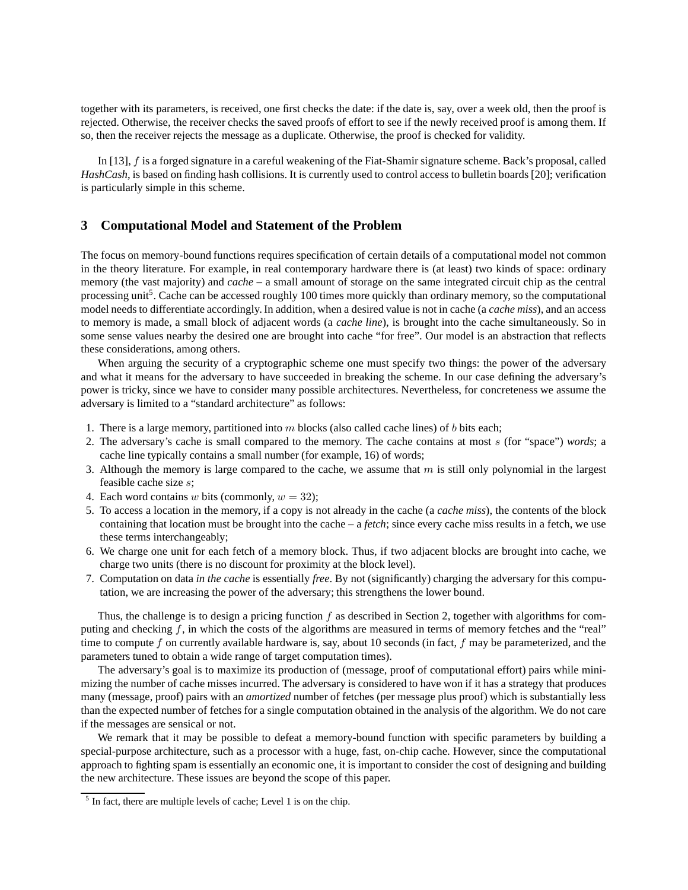together with its parameters, is received, one first checks the date: if the date is, say, over a week old, then the proof is rejected. Otherwise, the receiver checks the saved proofs of effort to see if the newly received proof is among them. If so, then the receiver rejects the message as a duplicate. Otherwise, the proof is checked for validity.

In [13], $f$ is a forged signature in a careful weakening of the Fiat-Shamir signature scheme. Back's proposal, called *HashCash*, is based on finding hash collisions. It is currently used to control access to bulletin boards [20]; verification is particularly simple in this scheme.

## 3 Computational Model and Statement of the Problem

The focus on memory-bound functions requires specification of certain details of a computational model not common in the theory literature. For example, in real contemporary hardware there is (at least) two kinds of space: ordinary memory (the vast majority) and *cache* – a small amount of storage on the same integrated circuit chip as the central processing unit[5]. Cache can be accessed roughly 100 times more quickly than ordinary memory, so the computational model needs to differentiate accordingly. In addition, when a desired value is not in cache (a *cache miss*), and an access to memory is made, a small block of adjacent words (a *cache line*), is brought into the cache simultaneously. So in some sense values nearby the desired one are brought into cache "for free". Our model is an abstraction that reflects these considerations, among others.

When arguing the security of a cryptographic scheme one must specify two things: the power of the adversary and what it means for the adversary to have succeeded in breaking the scheme. In our case defining the adversary's power is tricky, since we have to consider many possible architectures. Nevertheless, for concreteness we assume the adversary is limited to a "standard architecture" as follows:

1. There is a large memory, partitioned into $m$ blocks (also called cache lines) of $b$ bits each;
2. The adversary's cache is small compared to the memory. The cache contains at most $s$ (for "space") *words*; a cache line typically contains a small number (for example, 16) of words;
3. Although the memory is large compared to the cache, we assume that $m$ is still only polynomial in the largest feasible cache size $s$;
4. Each word contains $w$ bits (commonly, $w = 32$);
5. To access a location in the memory, if a copy is not already in the cache (a *cache miss*), the contents of the block containing that location must be brought into the cache – a *fetch*; since every cache miss results in a fetch, we use these terms interchangeably;
6. We charge one unit for each fetch of a memory block. Thus, if two adjacent blocks are brought into cache, we charge two units (there is no discount for proximity at the block level).
7. Computation on data *in the cache* is essentially *free*. By not (significantly) charging the adversary for this computation, we are increasing the power of the adversary; this strengthens the lower bound.

Thus, the challenge is to design a pricing function $f$ as described in Section 2, together with algorithms for computing and checking $f$, in which the costs of the algorithms are measured in terms of memory fetches and the "real" time to compute $f$ on currently available hardware is, say, about 10 seconds (in fact, $f$ may be parameterized, and the parameters tuned to obtain a wide range of target computation times).

The adversary's goal is to maximize its production of (message, proof of computational effort) pairs while minimizing the number of cache misses incurred. The adversary is considered to have won if it has a strategy that produces many (message, proof) pairs with an *amortized* number of fetches (per message plus proof) which is substantially less than the expected number of fetches for a single computation obtained in the analysis of the algorithm. We do not care if the messages are sensical or not.

We remark that it may be possible to defeat a memory-bound function with specific parameters by building a special-purpose architecture, such as a processor with a huge, fast, on-chip cache. However, since the computational approach to fighting spam is essentially an economic one, it is important to consider the cost of designing and building the new architecture. These issues are beyond the scope of this paper.

[5] In fact, there are multiple levels of cache; Level 1 is on the chip.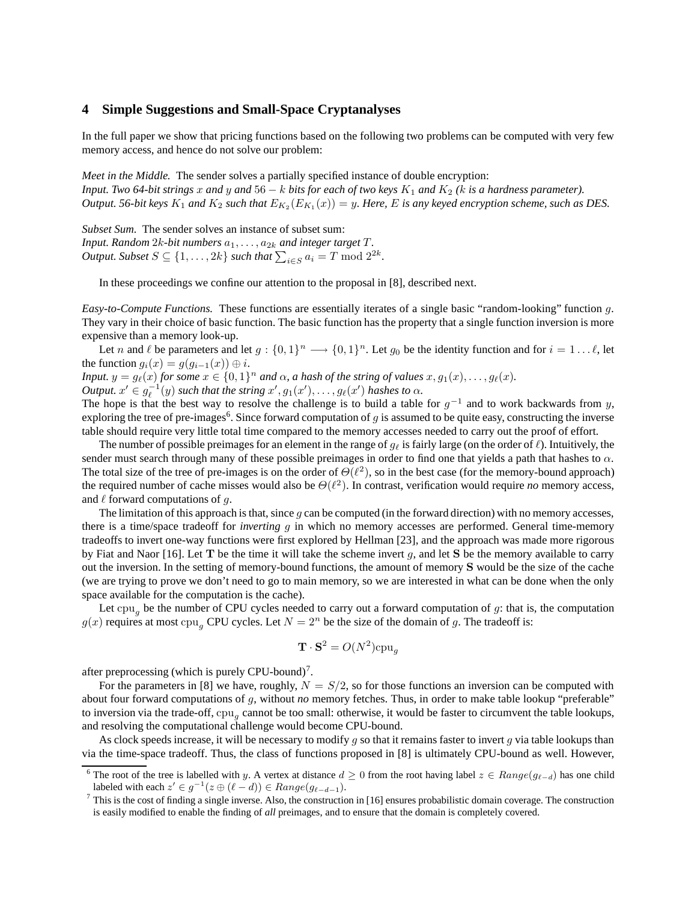## 4 Simple Suggestions and Small-Space Cryptanalyses

In the full paper we show that pricing functions based on the following two problems can be computed with very few memory access, and hence do not solve our problem:

*Meet in the Middle.* The sender solves a partially specified instance of double encryption:
*Input. Two 64-bit strings $x$ and $y$ and $56 - k$ bits for each of two keys $K_1$ and $K_2$ ($k$ is a hardness parameter).*
*Output. 56-bit keys $K_1$ and $K_2$ such that $E_{K_2}(E_{K_1}(x)) = y$. Here, $E$ is any keyed encryption scheme, such as DES.*

*Subset Sum.* The sender solves an instance of subset sum:
*Input. Random $2k$-bit numbers $a_1, \ldots, a_{2k}$ and integer target $T$.*
*Output. Subset $S \subseteq \{1, \ldots, 2k\}$ such that $\sum_{i \in S} a_i = T \bmod 2^{2k}$.*

In these proceedings we confine our attention to the proposal in [8], described next.

*Easy-to-Compute Functions.* These functions are essentially iterates of a single basic "random-looking" function $g$. They vary in their choice of basic function. The basic function has the property that a single function inversion is more expensive than a memory look-up.

Let $n$ and $\ell$ be parameters and let $g : \{0,1\}^n \longrightarrow \{0,1\}^n$. Let $g_0$ be the identity function and for $i = 1 \ldots \ell$, let the function $g_i(x) = g(g_{i-1}(x)) \oplus i$.
*Input. $y = g_\ell(x)$ for some $x \in \{0,1\}^n$ and $\alpha$, a hash of the string of values $x, g_1(x), \ldots, g_\ell(x)$.*
*Output. $x' \in g_\ell^{-1}(y)$ such that the string $x', g_1(x'), \ldots, g_\ell(x')$ hashes to $\alpha$.*
The hope is that the best way to resolve the challenge is to build a table for $g^{-1}$ and to work backwards from $y$, exploring the tree of pre-images[6]. Since forward computation of $g$ is assumed to be quite easy, constructing the inverse table should require very little total time compared to the memory accesses needed to carry out the proof of effort.

The number of possible preimages for an element in the range of $g_\ell$ is fairly large (on the order of $\ell$). Intuitively, the sender must search through many of these possible preimages in order to find one that yields a path that hashes to $\alpha$. The total size of the tree of pre-images is on the order of $\Theta(\ell^2)$, so in the best case (for the memory-bound approach) the required number of cache misses would also be $\Theta(\ell^2)$. In contrast, verification would require *no* memory access, and $\ell$ forward computations of $g$.

The limitation of this approach is that, since $g$ can be computed (in the forward direction) with no memory accesses, there is a time/space tradeoff for *inverting* $g$ in which no memory accesses are performed. General time-memory tradeoffs to invert one-way functions were first explored by Hellman [23], and the approach was made more rigorous by Fiat and Naor [16]. Let $\mathbf{T}$ be the time it will take the scheme invert $g$, and let $\mathbf{S}$ be the memory available to carry out the inversion. In the setting of memory-bound functions, the amount of memory $\mathbf{S}$ would be the size of the cache (we are trying to prove we don't need to go to main memory, so we are interested in what can be done when the only space available for the computation is the cache).

Let $\mathrm{cpu}_g$ be the number of CPU cycles needed to carry out a forward computation of $g$: that is, the computation $g(x)$ requires at most $\mathrm{cpu}_g$ CPU cycles. Let $N = 2^n$ be the size of the domain of $g$. The tradeoff is:

$$\mathbf{T} \cdot \mathbf{S}^2 = O(N^2)\mathrm{cpu}_g$$

after preprocessing (which is purely CPU-bound)[7].

For the parameters in [8] we have, roughly, $N = S/2$, so for those functions an inversion can be computed with about four forward computations of $g$, without *no* memory fetches. Thus, in order to make table lookup "preferable" to inversion via the trade-off, $\mathrm{cpu}_g$ cannot be too small: otherwise, it would be faster to circumvent the table lookups, and resolving the computational challenge would become CPU-bound.

As clock speeds increase, it will be necessary to modify $g$ so that it remains faster to invert $g$ via table lookups than via the time-space tradeoff. Thus, the class of functions proposed in [8] is ultimately CPU-bound as well. However,

[6] The root of the tree is labelled with $y$. A vertex at distance $d \geq 0$ from the root having label $z \in Range(g_{\ell-d})$ has one child labeled with each $z' \in g^{-1}(z \oplus (\ell - d)) \in Range(g_{\ell-d-1})$.

[7] This is the cost of finding a single inverse. Also, the construction in [16] ensures probabilistic domain coverage. The construction is easily modified to enable the finding of *all* preimages, and to ensure that the domain is completely covered.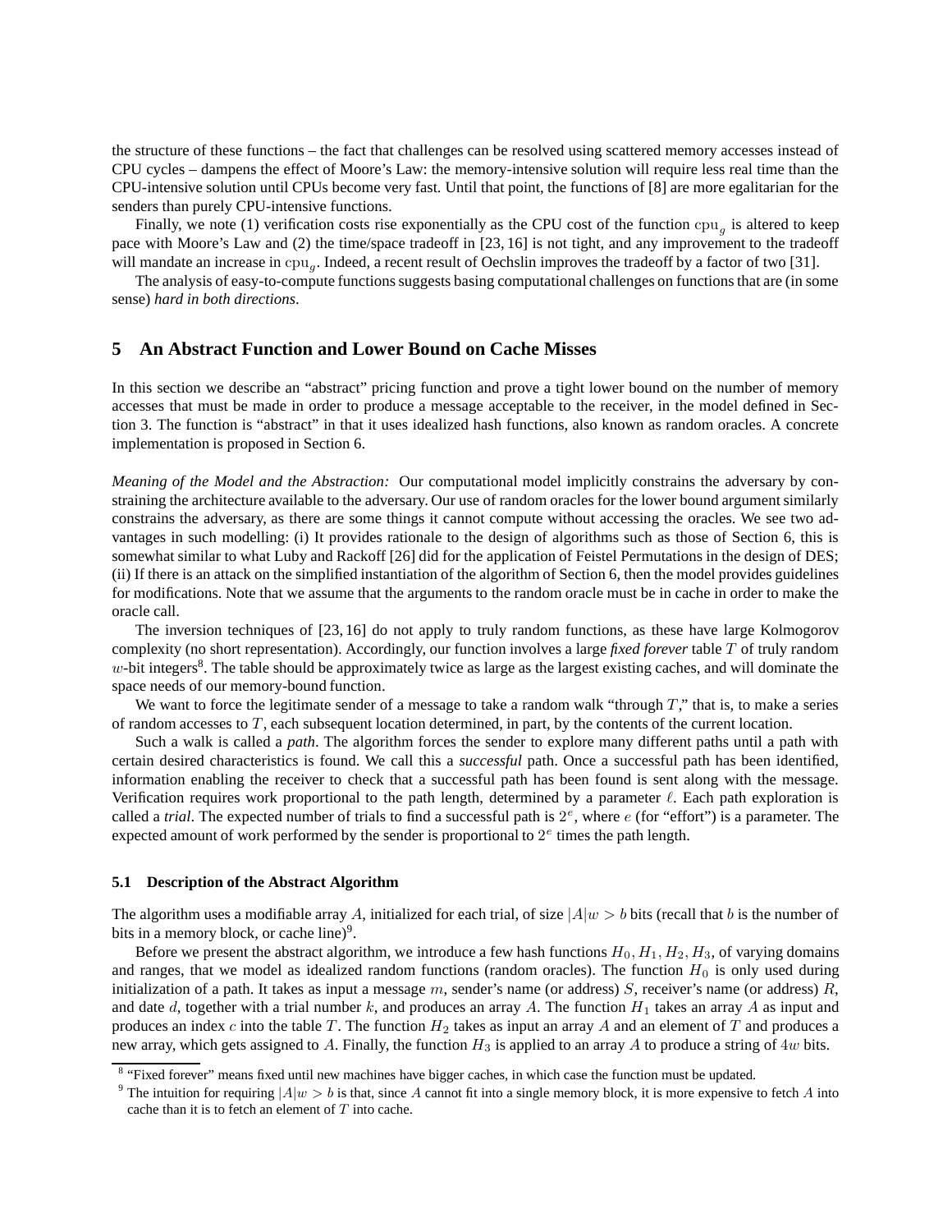the structure of these functions – the fact that challenges can be resolved using scattered memory accesses instead of CPU cycles – dampens the effect of Moore's Law: the memory-intensive solution will require less real time than the CPU-intensive solution until CPUs become very fast. Until that point, the functions of [8] are more egalitarian for the senders than purely CPU-intensive functions.

Finally, we note (1) verification costs rise exponentially as the CPU cost of the function $\mathrm{cpu}_g$ is altered to keep pace with Moore's Law and (2) the time/space tradeoff in [23, 16] is not tight, and any improvement to the tradeoff will mandate an increase in $\mathrm{cpu}_g$. Indeed, a recent result of Oechslin improves the tradeoff by a factor of two [31].

The analysis of easy-to-compute functions suggests basing computational challenges on functions that are (in some sense) *hard in both directions*.

## 5 An Abstract Function and Lower Bound on Cache Misses

In this section we describe an "abstract" pricing function and prove a tight lower bound on the number of memory accesses that must be made in order to produce a message acceptable to the receiver, in the model defined in Section 3. The function is "abstract" in that it uses idealized hash functions, also known as random oracles. A concrete implementation is proposed in Section 6.

*Meaning of the Model and the Abstraction:* Our computational model implicitly constrains the adversary by constraining the architecture available to the adversary. Our use of random oracles for the lower bound argument similarly constrains the adversary, as there are some things it cannot compute without accessing the oracles. We see two advantages in such modelling: (i) It provides rationale to the design of algorithms such as those of Section 6, this is somewhat similar to what Luby and Rackoff [26] did for the application of Feistel Permutations in the design of DES; (ii) If there is an attack on the simplified instantiation of the algorithm of Section 6, then the model provides guidelines for modifications. Note that we assume that the arguments to the random oracle must be in cache in order to make the oracle call.

The inversion techniques of [23, 16] do not apply to truly random functions, as these have large Kolmogorov complexity (no short representation). Accordingly, our function involves a large *fixed forever* table $T$ of truly random $w$-bit integers[8]. The table should be approximately twice as large as the largest existing caches, and will dominate the space needs of our memory-bound function.

We want to force the legitimate sender of a message to take a random walk "through $T$," that is, to make a series of random accesses to $T$, each subsequent location determined, in part, by the contents of the current location.

Such a walk is called a *path*. The algorithm forces the sender to explore many different paths until a path with certain desired characteristics is found. We call this a *successful* path. Once a successful path has been identified, information enabling the receiver to check that a successful path has been found is sent along with the message. Verification requires work proportional to the path length, determined by a parameter $\ell$. Each path exploration is called a *trial*. The expected number of trials to find a successful path is $2^e$, where $e$ (for "effort") is a parameter. The expected amount of work performed by the sender is proportional to $2^e$ times the path length.

### 5.1 Description of the Abstract Algorithm

The algorithm uses a modifiable array $A$, initialized for each trial, of size $|A|w > b$ bits (recall that $b$ is the number of bits in a memory block, or cache line)[9].

Before we present the abstract algorithm, we introduce a few hash functions $H_0, H_1, H_2, H_3$, of varying domains and ranges, that we model as idealized random functions (random oracles). The function $H_0$ is only used during initialization of a path. It takes as input a message $m$, sender's name (or address) $S$, receiver's name (or address) $R$, and date $d$, together with a trial number $k$, and produces an array $A$. The function $H_1$ takes an array $A$ as input and produces an index $c$ into the table $T$. The function $H_2$ takes as input an array $A$ and an element of $T$ and produces a new array, which gets assigned to $A$. Finally, the function $H_3$ is applied to an array $A$ to produce a string of $4w$ bits.

[8] "Fixed forever" means fixed until new machines have bigger caches, in which case the function must be updated.

[9] The intuition for requiring $|A|w > b$ is that, since $A$ cannot fit into a single memory block, it is more expensive to fetch $A$ into cache than it is to fetch an element of $T$ into cache.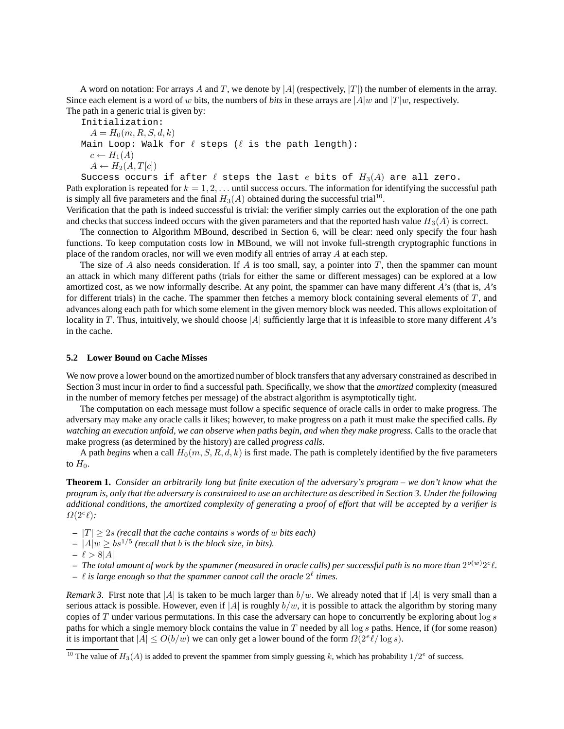A word on notation: For arrays $A$ and $T$, we denote by $|A|$ (respectively, $|T|$) the number of elements in the array. Since each element is a word of $w$ bits, the numbers of *bits* in these arrays are $|A|w$ and $|T|w$, respectively.
The path in a generic trial is given by:

```
Initialization:
  A = H_0(m, R, S, d, k)
Main Loop: Walk for ℓ steps (ℓ is the path length):
  c ← H_1(A)
  A ← H_2(A, T[c])
Success occurs if after ℓ steps the last e bits of H_3(A) are all zero.
```

Path exploration is repeated for $k = 1, 2, \ldots$ until success occurs. The information for identifying the successful path is simply all five parameters and the final $H_3(A)$ obtained during the successful trial[10].
Verification that the path is indeed successful is trivial: the verifier simply carries out the exploration of the one path and checks that success indeed occurs with the given parameters and that the reported hash value $H_3(A)$ is correct.

The connection to Algorithm MBound, described in Section 6, will be clear: need only specify the four hash functions. To keep computation costs low in MBound, we will not invoke full-strength cryptographic functions in place of the random oracles, nor will we even modify all entries of array $A$ at each step.

The size of $A$ also needs consideration. If $A$ is too small, say, a pointer into $T$, then the spammer can mount an attack in which many different paths (trials for either the same or different messages) can be explored at a low amortized cost, as we now informally describe. At any point, the spammer can have many different $A$'s (that is, $A$'s for different trials) in the cache. The spammer then fetches a memory block containing several elements of $T$, and advances along each path for which some element in the given memory block was needed. This allows exploitation of locality in $T$. Thus, intuitively, we should choose $|A|$ sufficiently large that it is infeasible to store many different $A$'s in the cache.

### 5.2 Lower Bound on Cache Misses

We now prove a lower bound on the amortized number of block transfers that any adversary constrained as described in Section 3 must incur in order to find a successful path. Specifically, we show that the *amortized* complexity (measured in the number of memory fetches per message) of the abstract algorithm is asymptotically tight.

The computation on each message must follow a specific sequence of oracle calls in order to make progress. The adversary may make any oracle calls it likes; however, to make progress on a path it must make the specified calls. *By watching an execution unfold, we can observe when paths begin, and when they make progress.* Calls to the oracle that make progress (as determined by the history) are called *progress calls*.

A path *begins* when a call $H_0(m, S, R, d, k)$ is first made. The path is completely identified by the five parameters to $H_0$.

**Theorem 1.** *Consider an arbitrarily long but finite execution of the adversary's program – we don't know what the program is, only that the adversary is constrained to use an architecture as described in Section 3. Under the following additional conditions, the amortized complexity of generating a proof of effort that will be accepted by a verifier is $\Omega(2^e \ell)$:*

- $|T| \geq 2s$ *(recall that the cache contains $s$ words of $w$ bits each)*
- $|A|w \geq bs^{1/5}$ *(recall that $b$ is the block size, in bits).*
- $\ell > 8|A|$
- *The total amount of work by the spammer (measured in oracle calls) per successful path is no more than $2^{o(w)}2^e\ell$.*
- *$\ell$ is large enough so that the spammer cannot call the oracle $2^\ell$ times.*

*Remark 3.* First note that $|A|$ is taken to be much larger than $b/w$. We already noted that if $|A|$ is very small than a serious attack is possible. However, even if $|A|$ is roughly $b/w$, it is possible to attack the algorithm by storing many copies of $T$ under various permutations. In this case the adversary can hope to concurrently be exploring about $\log s$ paths for which a single memory block contains the value in $T$ needed by all $\log s$ paths. Hence, if (for some reason) it is important that $|A| \leq O(b/w)$ we can only get a lower bound of the form $\Omega(2^e \ell / \log s)$.

[10] The value of $H_3(A)$ is added to prevent the spammer from simply guessing $k$, which has probability $1/2^e$ of success.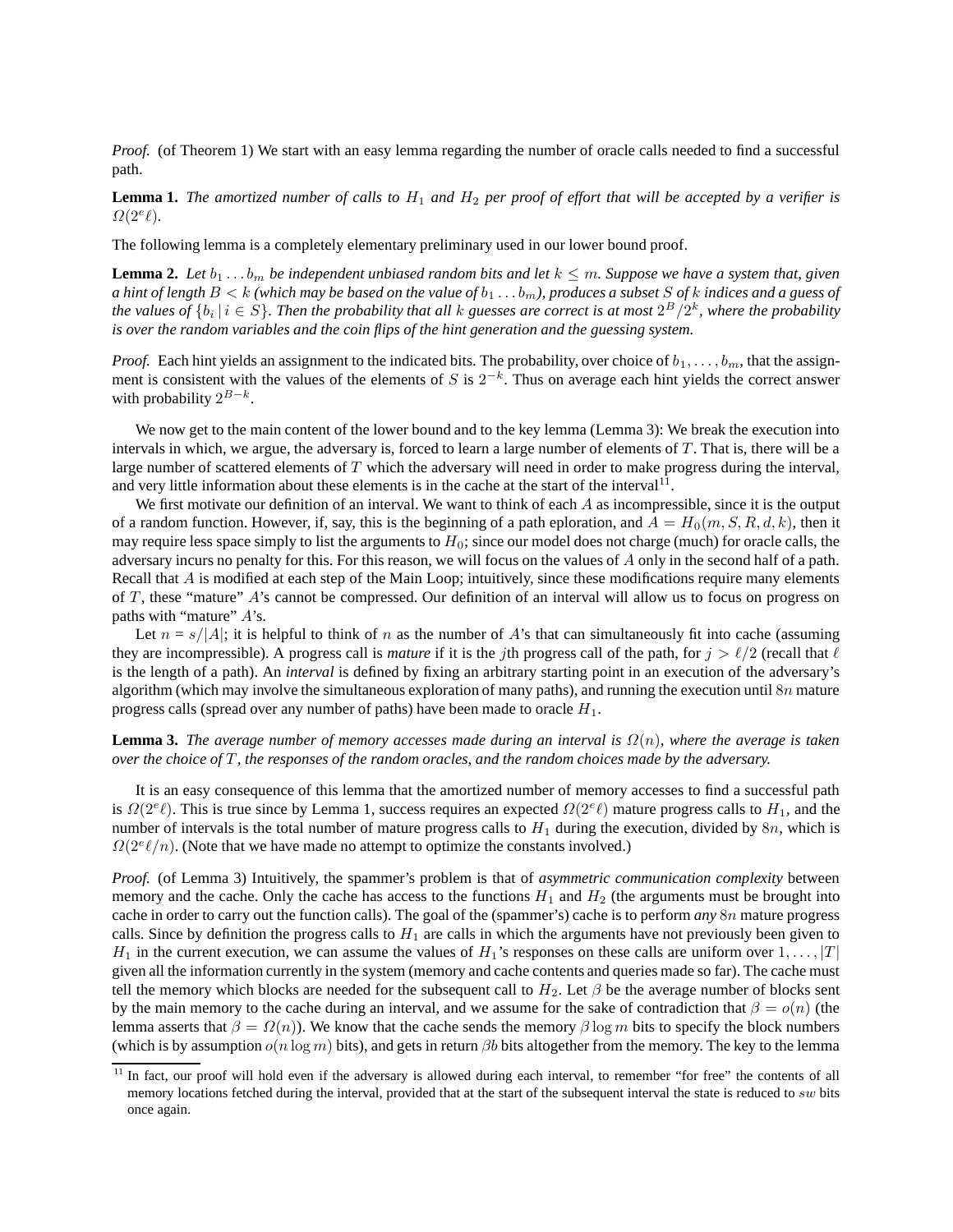*Proof.* (of Theorem 1) We start with an easy lemma regarding the number of oracle calls needed to find a successful path.

**Lemma 1.** *The amortized number of calls to $H_1$ and $H_2$ per proof of effort that will be accepted by a verifier is $\Omega(2^e\ell)$.*

The following lemma is a completely elementary preliminary used in our lower bound proof.

**Lemma 2.** *Let $b_1 \dots b_m$ be independent unbiased random bits and let $k \leq m$. Suppose we have a system that, given a hint of length $B < k$ (which may be based on the value of $b_1 \dots b_m$), produces a subset $S$ of $k$ indices and a guess of the values of $\{b_i \mid i \in S\}$. Then the probability that all $k$ guesses are correct is at most $2^B/2^k$, where the probability is over the random variables and the coin flips of the hint generation and the guessing system.*

*Proof.* Each hint yields an assignment to the indicated bits. The probability, over choice of $b_1, \dots, b_m$, that the assignment is consistent with the values of the elements of $S$ is $2^{-k}$. Thus on average each hint yields the correct answer with probability $2^{B-k}$.

We now get to the main content of the lower bound and to the key lemma (Lemma 3): We break the execution into intervals in which, we argue, the adversary is, forced to learn a large number of elements of $T$. That is, there will be a large number of scattered elements of $T$ which the adversary will need in order to make progress during the interval, and very little information about these elements is in the cache at the start of the interval[11].

We first motivate our definition of an interval. We want to think of each $A$ as incompressible, since it is the output of a random function. However, if, say, this is the beginning of a path eploration, and $A = H_0(m, S, R, d, k)$, then it may require less space simply to list the arguments to $H_0$; since our model does not charge (much) for oracle calls, the adversary incurs no penalty for this. For this reason, we will focus on the values of $A$ only in the second half of a path. Recall that $A$ is modified at each step of the Main Loop; intuitively, since these modifications require many elements of $T$, these "mature" $A$'s cannot be compressed. Our definition of an interval will allow us to focus on progress on paths with "mature" $A$'s.

Let $n = s/|A|$; it is helpful to think of $n$ as the number of $A$'s that can simultaneously fit into cache (assuming they are incompressible). A progress call is *mature* if it is the $j$th progress call of the path, for $j > \ell/2$ (recall that $\ell$ is the length of a path). An *interval* is defined by fixing an arbitrary starting point in an execution of the adversary's algorithm (which may involve the simultaneous exploration of many paths), and running the execution until $8n$ mature progress calls (spread over any number of paths) have been made to oracle $H_1$.

**Lemma 3.** *The average number of memory accesses made during an interval is $\Omega(n)$, where the average is taken over the choice of $T$, the responses of the random oracles, and the random choices made by the adversary.*

It is an easy consequence of this lemma that the amortized number of memory accesses to find a successful path is $\Omega(2^e\ell)$. This is true since by Lemma 1, success requires an expected $\Omega(2^e\ell)$ mature progress calls to $H_1$, and the number of intervals is the total number of mature progress calls to $H_1$ during the execution, divided by $8n$, which is $\Omega(2^e\ell/n)$. (Note that we have made no attempt to optimize the constants involved.)

*Proof.* (of Lemma 3) Intuitively, the spammer's problem is that of *asymmetric communication complexity* between memory and the cache. Only the cache has access to the functions $H_1$ and $H_2$ (the arguments must be brought into cache in order to carry out the function calls). The goal of the (spammer's) cache is to perform ***any*** $8n$ mature progress calls. Since by definition the progress calls to $H_1$ are calls in which the arguments have not previously been given to $H_1$ in the current execution, we can assume the values of $H_1$'s responses on these calls are uniform over $1, \dots, |T|$ given all the information currently in the system (memory and cache contents and queries made so far). The cache must tell the memory which blocks are needed for the subsequent call to $H_2$. Let $\beta$ be the average number of blocks sent by the main memory to the cache during an interval, and we assume for the sake of contradiction that $\beta = o(n)$ (the lemma asserts that $\beta = \Omega(n)$). We know that the cache sends the memory $\beta \log m$ bits to specify the block numbers (which is by assumption $o(n \log m)$ bits), and gets in return $\beta b$ bits altogether from the memory. The key to the lemma

[11] In fact, our proof will hold even if the adversary is allowed during each interval, to remember "for free" the contents of all memory locations fetched during the interval, provided that at the start of the subsequent interval the state is reduced to $sw$ bits once again.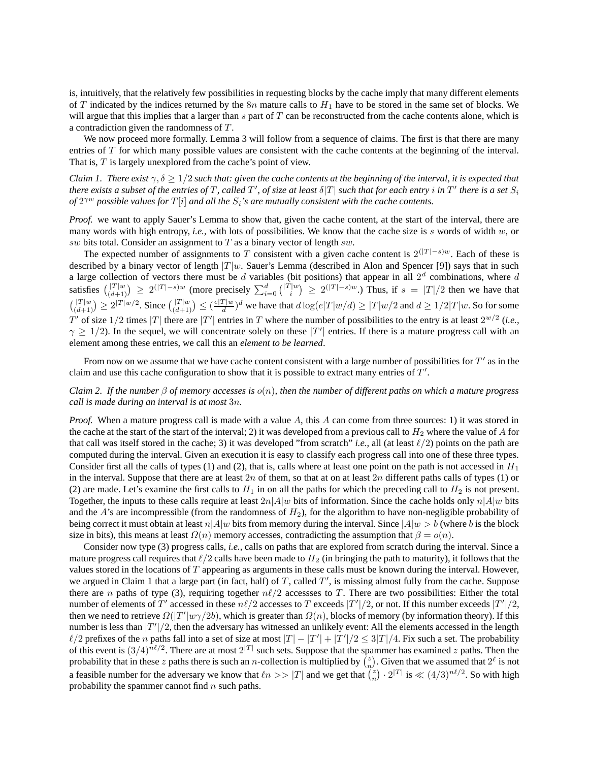is, intuitively, that the relatively few possibilities in requesting blocks by the cache imply that many different elements of $T$ indicated by the indices returned by the $8n$ mature calls to $H_1$ have to be stored in the same set of blocks. We will argue that this implies that a larger than $s$ part of $T$ can be reconstructed from the cache contents alone, which is a contradiction given the randomness of $T$.

We now proceed more formally. Lemma 3 will follow from a sequence of claims. The first is that there are many entries of $T$ for which many possible values are consistent with the cache contents at the beginning of the interval. That is, $T$ is largely unexplored from the cache's point of view.

*Claim 1. There exist $\gamma, \delta \geq 1/2$ such that: given the cache contents at the beginning of the interval, it is expected that there exists a subset of the entries of $T$, called $T'$, of size at least $\delta|T|$ such that for each entry $i$ in $T'$ there is a set $S_i$ of $2^{\gamma w}$ possible values for $T[i]$ and all the $S_i$'s are mutually consistent with the cache contents.*

*Proof.* we want to apply Sauer's Lemma to show that, given the cache content, at the start of the interval, there are many words with high entropy, *i.e.*, with lots of possibilities. We know that the cache size is $s$ words of width $w$, or $sw$ bits total. Consider an assignment to $T$ as a binary vector of length $sw$.

The expected number of assignments to $T$ consistent with a given cache content is $2^{(|T|-s)w}$. Each of these is described by a binary vector of length $|T|w$. Sauer's Lemma (described in Alon and Spencer [9]) says that in such a large collection of vectors there must be $d$ variables (bit positions) that appear in all $2^d$ combinations, where $d$ satisfies $\binom{|T|w}{(d+1)} \geq 2^{(|T|-s)w}$ (more precisely $\sum_{i=0}^{d} \binom{|T|w}{i} \geq 2^{(|T|-s)w}$.) Thus, if $s = |T|/2$ then we have that $\binom{|T|w}{(d+1)} \geq 2^{|T|w/2}$. Since $\binom{|T|w}{(d+1)} \leq (\frac{e|T|w}{d})^d$ we have that $d \log(e|T|w/d) \geq |T|w/2$ and $d \geq 1/2|T|w$. So for some $T'$ of size $1/2$ times $|T|$ there are $|T'|$ entries in $T$ where the number of possibilities to the entry is at least $2^{w/2}$ (*i.e.*, $\gamma \geq 1/2$). In the sequel, we will concentrate solely on these $|T'|$ entries. If there is a mature progress call with an element among these entries, we call this an *element to be learned*.

From now on we assume that we have cache content consistent with a large number of possibilities for $T'$ as in the claim and use this cache configuration to show that it is possible to extract many entries of $T'$.

*Claim 2. If the number $\beta$ of memory accesses is $o(n)$, then the number of different paths on which a mature progress call is made during an interval is at most $3n$.*

*Proof.* When a mature progress call is made with a value $A$, this $A$ can come from three sources: 1) it was stored in the cache at the start of the start of the interval; 2) it was developed from a previous call to $H_2$ where the value of $A$ for that call was itself stored in the cache; 3) it was developed "from scratch" *i.e.*, all (at least $\ell/2$) points on the path are computed during the interval. Given an execution it is easy to classify each progress call into one of these three types. Consider first all the calls of types (1) and (2), that is, calls where at least one point on the path is not accessed in $H_1$ in the interval. Suppose that there are at least $2n$ of them, so that at on at least $2n$ different paths calls of types (1) or (2) are made. Let's examine the first calls to $H_1$ in on all the paths for which the preceding call to $H_2$ is not present. Together, the inputs to these calls require at least $2n|A|w$ bits of information. Since the cache holds only $n|A|w$ bits and the $A$'s are incompressible (from the randomness of $H_2$), for the algorithm to have non-negligible probability of being correct it must obtain at least $n|A|w$ bits from memory during the interval. Since $|A|w > b$ (where $b$ is the block size in bits), this means at least $\Omega(n)$ memory accesses, contradicting the assumption that $\beta = o(n)$.

Consider now type (3) progress calls, *i.e.*, calls on paths that are explored from scratch during the interval. Since a mature progress call requires that $\ell/2$ calls have been made to $H_2$ (in bringing the path to maturity), it follows that the values stored in the locations of $T$ appearing as arguments in these calls must be known during the interval. However, we argued in Claim 1 that a large part (in fact, half) of $T$, called $T'$, is missing almost fully from the cache. Suppose there are $n$ paths of type (3), requiring together $n\ell/2$ accessses to $T$. There are two possibilities: Either the total number of elements of $T'$ accessed in these $n\ell/2$ accesses to $T$ exceeds $|T'|/2$, or not. If this number exceeds $|T'|/2$, then we need to retrieve $\Omega(|T'|w\gamma/2b)$, which is greater than $\Omega(n)$, blocks of memory (by information theory). If this number is less than $|T'|/2$, then the adversary has witnessed an unlikely event: All the elements accessed in the length $\ell/2$ prefixes of the $n$ paths fall into a set of size at most $|T| - |T'| + |T'|/2 \leq 3|T|/4$. Fix such a set. The probability of this event is $(3/4)^{n\ell/2}$. There are at most $2^{|T|}$ such sets. Suppose that the spammer has examined $z$ paths. Then the probability that in these $z$ paths there is such an $n$-collection is multiplied by $\binom{z}{n}$. Given that we assumed that $2^\ell$ is not a feasible number for the adversary we know that $\ell n >> |T|$ and we get that $\binom{z}{n} \cdot 2^{|T|}$ is $\ll (4/3)^{n\ell/2}$. So with high probability the spammer cannot find $n$ such paths.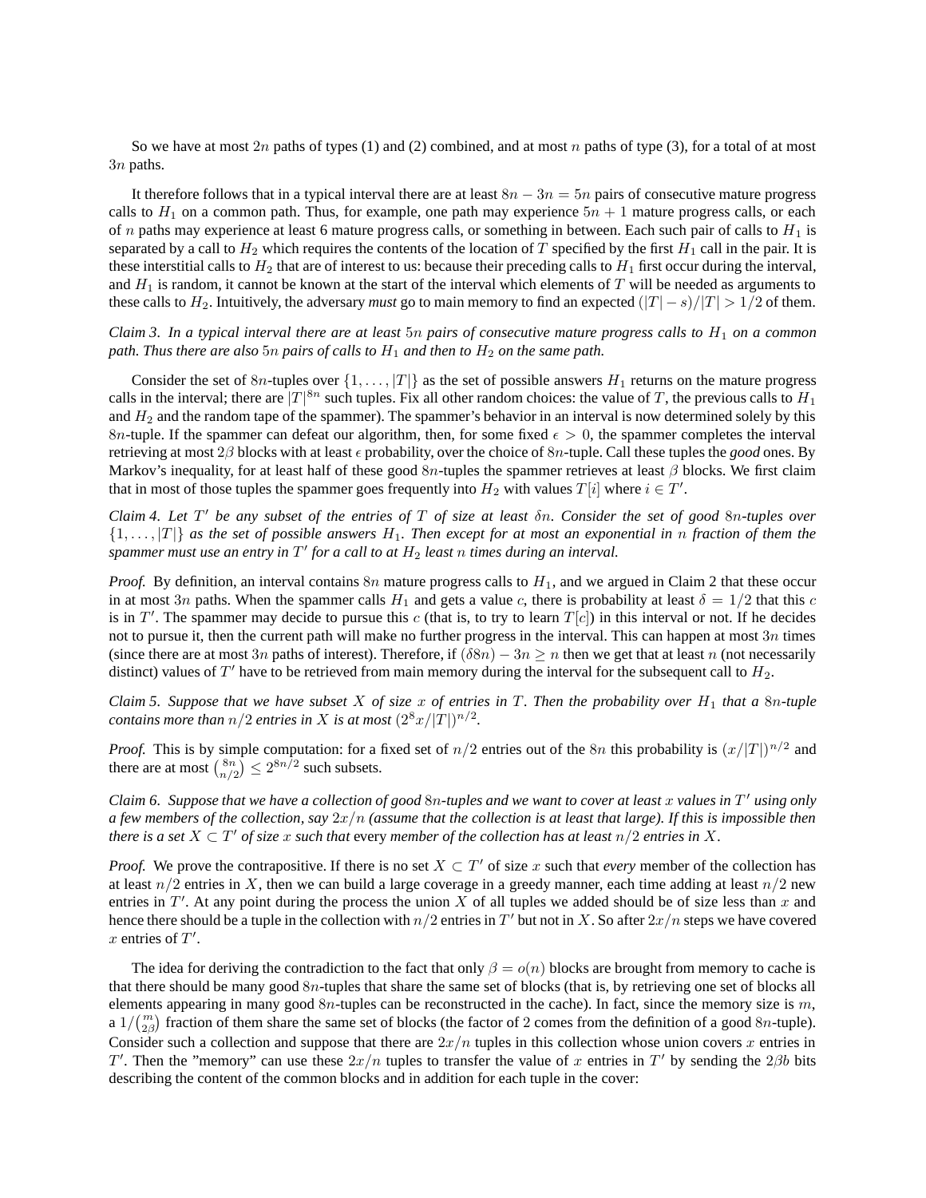So we have at most $2n$ paths of types (1) and (2) combined, and at most $n$ paths of type (3), for a total of at most $3n$ paths.

It therefore follows that in a typical interval there are at least $8n - 3n = 5n$ pairs of consecutive mature progress calls to $H_1$ on a common path. Thus, for example, one path may experience $5n + 1$ mature progress calls, or each of $n$ paths may experience at least 6 mature progress calls, or something in between. Each such pair of calls to $H_1$ is separated by a call to $H_2$ which requires the contents of the location of $T$ specified by the first $H_1$ call in the pair. It is these interstitial calls to $H_2$ that are of interest to us: because their preceding calls to $H_1$ first occur during the interval, and $H_1$ is random, it cannot be known at the start of the interval which elements of $T$ will be needed as arguments to these calls to $H_2$. Intuitively, the adversary *must* go to main memory to find an expected $(|T| - s)/|T| > 1/2$ of them.

*Claim 3. In a typical interval there are at least $5n$ pairs of consecutive mature progress calls to $H_1$ on a common path. Thus there are also $5n$ pairs of calls to $H_1$ and then to $H_2$ on the same path.*

Consider the set of $8n$-tuples over $\{1, \ldots, |T|\}$ as the set of possible answers $H_1$ returns on the mature progress calls in the interval; there are $|T|^{8n}$ such tuples. Fix all other random choices: the value of $T$, the previous calls to $H_1$ and $H_2$ and the random tape of the spammer). The spammer's behavior in an interval is now determined solely by this $8n$-tuple. If the spammer can defeat our algorithm, then, for some fixed $\epsilon > 0$, the spammer completes the interval retrieving at most $2\beta$ blocks with at least $\epsilon$ probability, over the choice of $8n$-tuple. Call these tuples the *good* ones. By Markov's inequality, for at least half of these good $8n$-tuples the spammer retrieves at least $\beta$ blocks. We first claim that in most of those tuples the spammer goes frequently into $H_2$ with values $T[i]$ where $i \in T'$.

*Claim 4. Let $T'$ be any subset of the entries of $T$ of size at least $\delta n$. Consider the set of good $8n$-tuples over $\{1, \ldots, |T|\}$ as the set of possible answers $H_1$. Then except for at most an exponential in $n$ fraction of them the spammer must use an entry in $T'$ for a call to at $H_2$ least $n$ times during an interval.*

*Proof.* By definition, an interval contains $8n$ mature progress calls to $H_1$, and we argued in Claim 2 that these occur in at most $3n$ paths. When the spammer calls $H_1$ and gets a value $c$, there is probability at least $\delta = 1/2$ that this $c$ is in $T'$. The spammer may decide to pursue this $c$ (that is, to try to learn $T[c]$) in this interval or not. If he decides not to pursue it, then the current path will make no further progress in the interval. This can happen at most $3n$ times (since there are at most $3n$ paths of interest). Therefore, if $(\delta 8n) - 3n \geq n$ then we get that at least $n$ (not necessarily distinct) values of $T'$ have to be retrieved from main memory during the interval for the subsequent call to $H_2$.

*Claim 5. Suppose that we have subset $X$ of size $x$ of entries in $T$. Then the probability over $H_1$ that a $8n$-tuple contains more than $n/2$ entries in $X$ is at most $(2^8 x/|T|)^{n/2}$.*

*Proof.* This is by simple computation: for a fixed set of $n/2$ entries out of the $8n$ this probability is $(x/|T|)^{n/2}$ and there are at most $\binom{8n}{n/2} \leq 2^{8n/2}$ such subsets.

*Claim 6. Suppose that we have a collection of good $8n$-tuples and we want to cover at least $x$ values in $T'$ using only a few members of the collection, say $2x/n$ (assume that the collection is at least that large). If this is impossible then there is a set $X \subset T'$ of size $x$ such that* every *member of the collection has at least $n/2$ entries in $X$.*

*Proof.* We prove the contrapositive. If there is no set $X \subset T'$ of size $x$ such that *every* member of the collection has at least $n/2$ entries in $X$, then we can build a large coverage in a greedy manner, each time adding at least $n/2$ new entries in $T'$. At any point during the process the union $X$ of all tuples we added should be of size less than $x$ and hence there should be a tuple in the collection with $n/2$ entries in $T'$ but not in $X$. So after $2x/n$ steps we have covered $x$ entries of $T'$.

The idea for deriving the contradiction to the fact that only $\beta = o(n)$ blocks are brought from memory to cache is that there should be many good $8n$-tuples that share the same set of blocks (that is, by retrieving one set of blocks all elements appearing in many good $8n$-tuples can be reconstructed in the cache). In fact, since the memory size is $m$, a $1/\binom{m}{2\beta}$ fraction of them share the same set of blocks (the factor of 2 comes from the definition of a good $8n$-tuple). Consider such a collection and suppose that there are $2x/n$ tuples in this collection whose union covers $x$ entries in $T'$. Then the "memory" can use these $2x/n$ tuples to transfer the value of $x$ entries in $T'$ by sending the $2\beta b$ bits describing the content of the common blocks and in addition for each tuple in the cover: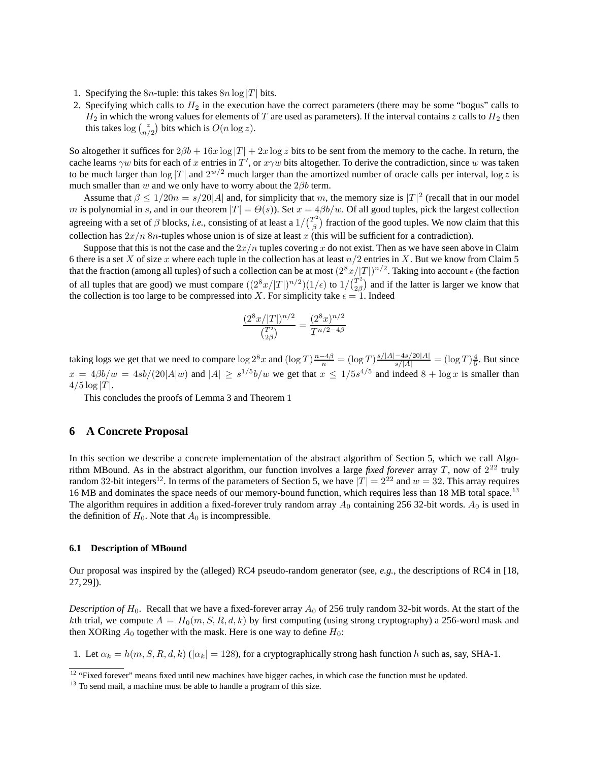1. Specifying the $8n$-tuple: this takes $8n \log |T|$ bits.
2. Specifying which calls to $H_2$ in the execution have the correct parameters (there may be some "bogus" calls to $H_2$ in which the wrong values for elements of $T$ are used as parameters). If the interval contains $z$ calls to $H_2$ then this takes $\log \binom{z}{n/2}$ bits which is $O(n \log z)$.

So altogether it suffices for $2\beta b + 16x \log |T| + 2x \log z$ bits to be sent from the memory to the cache. In return, the cache learns $\gamma w$ bits for each of $x$ entries in $T'$, or $x\gamma w$ bits altogether. To derive the contradiction, since $w$ was taken to be much larger than $\log |T|$ and $2^{w/2}$ much larger than the amortized number of oracle calls per interval, $\log z$ is much smaller than $w$ and we only have to worry about the $2\beta b$ term.

Assume that $\beta \leq 1/20n = s/20|A|$ and, for simplicity that $m$, the memory size is $|T|^2$ (recall that in our model $m$ is polynomial in $s$, and in our theorem $|T| = \Theta(s)$). Set $x = 4\beta b/w$. Of all good tuples, pick the largest collection agreeing with a set of $\beta$ blocks, *i.e.*, consisting of at least a $1/\binom{T^2}{\beta}$ fraction of the good tuples. We now claim that this collection has $2x/n$ $8n$-tuples whose union is of size at least $x$ (this will be sufficient for a contradiction).

Suppose that this is not the case and the $2x/n$ tuples covering $x$ do not exist. Then as we have seen above in Claim 6 there is a set $X$ of size $x$ where each tuple in the collection has at least $n/2$ entries in $X$. But we know from Claim 5 that the fraction (among all tuples) of such a collection can be at most $(2^8 x/|T|)^{n/2}$. Taking into account $\epsilon$ (the faction of all tuples that are good) we must compare $((2^8 x/|T|)^{n/2})(1/\epsilon)$ to $1/\binom{T^2}{2\beta}$ and if the latter is larger we know that the collection is too large to be compressed into $X$. For simplicity take $\epsilon = 1$. Indeed

$$\frac{(2^8 x/|T|)^{n/2}}{\binom{T^2}{2\beta}} = \frac{(2^8 x)^{n/2}}{T^{n/2-4\beta}}$$

taking logs we get that we need to compare $\log 2^8 x$ and $(\log T)\frac{n-4\beta}{n} = (\log T)\frac{s/|A|-4s/20|A|}{s/|A|} = (\log T)\frac{4}{5}$. But since $x = 4\beta b/w = 4sb/(20|A|w)$ and $|A| \geq s^{1/5}b/w$ we get that $x \leq 1/5s^{4/5}$ and indeed $8 + \log x$ is smaller than $4/5 \log |T|$.

This concludes the proofs of Lemma 3 and Theorem 1

## 6 A Concrete Proposal

In this section we describe a concrete implementation of the abstract algorithm of Section 5, which we call Algorithm MBound. As in the abstract algorithm, our function involves a large *fixed forever* array $T$, now of $2^{22}$ truly random 32-bit integers[12]. In terms of the parameters of Section 5, we have $|T| = 2^{22}$ and $w = 32$. This array requires 16 MB and dominates the space needs of our memory-bound function, which requires less than 18 MB total space.[13] The algorithm requires in addition a fixed-forever truly random array $A_0$ containing 256 32-bit words. $A_0$ is used in the definition of $H_0$. Note that $A_0$ is incompressible.

### 6.1 Description of MBound

Our proposal was inspired by the (alleged) RC4 pseudo-random generator (see, *e.g.*, the descriptions of RC4 in [18, 27, 29]).

*Description of* $H_0$. Recall that we have a fixed-forever array $A_0$ of 256 truly random 32-bit words. At the start of the $k$th trial, we compute $A = H_0(m, S, R, d, k)$ by first computing (using strong cryptography) a 256-word mask and then XORing $A_0$ together with the mask. Here is one way to define $H_0$:

1. Let $\alpha_k = h(m, S, R, d, k)$ ($|\alpha_k| = 128$), for a cryptographically strong hash function $h$ such as, say, SHA-1.

[12] "Fixed forever" means fixed until new machines have bigger caches, in which case the function must be updated.

[13] To send mail, a machine must be able to handle a program of this size.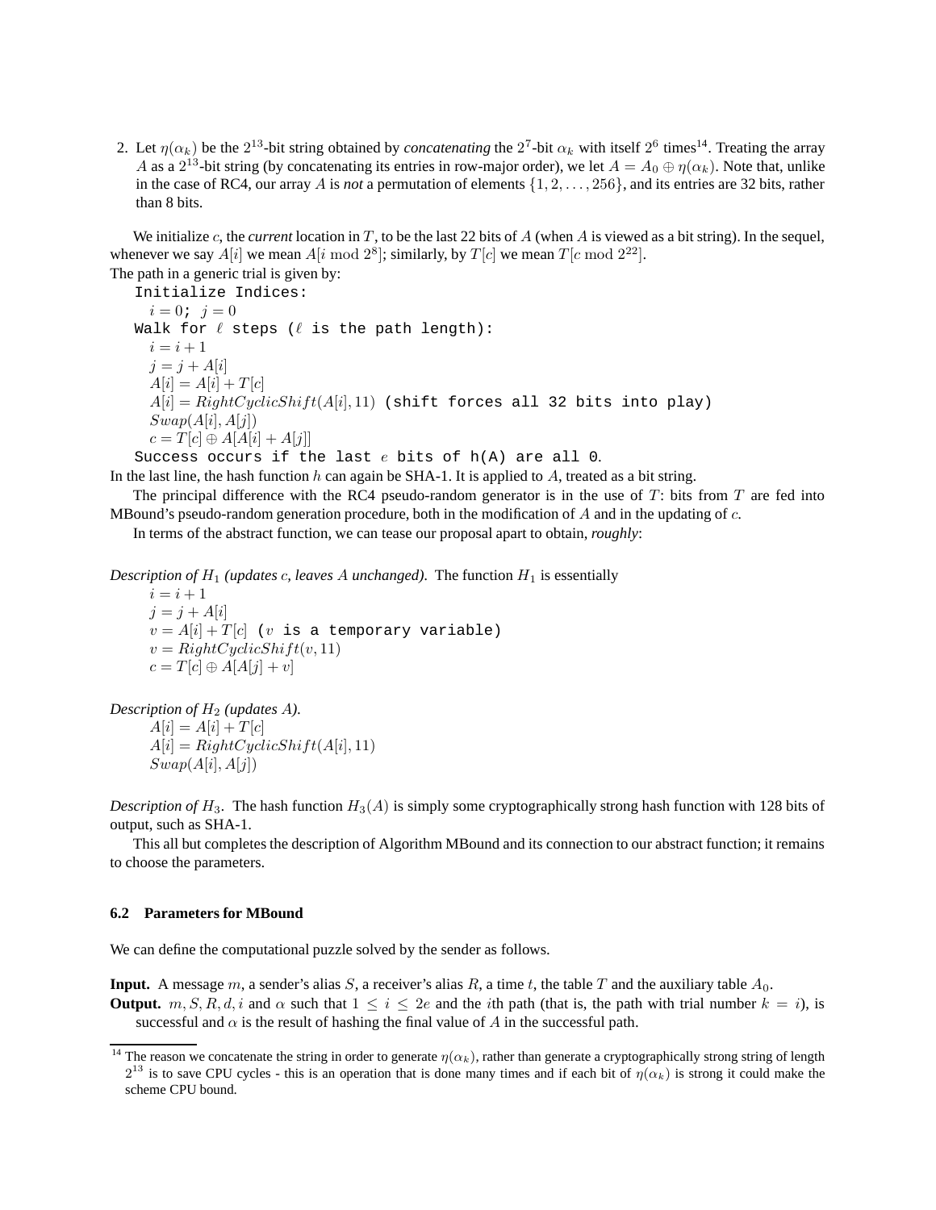2. Let $\eta(\alpha_k)$ be the $2^{13}$-bit string obtained by *concatenating* the $2^7$-bit $\alpha_k$ with itself $2^6$ times[14]. Treating the array $A$ as a $2^{13}$-bit string (by concatenating its entries in row-major order), we let $A = A_0 \oplus \eta(\alpha_k)$. Note that, unlike in the case of RC4, our array $A$ is *not* a permutation of elements $\{1, 2, \ldots, 256\}$, and its entries are 32 bits, rather than 8 bits.

We initialize $c$, the *current* location in $T$, to be the last 22 bits of $A$ (when $A$ is viewed as a bit string). In the sequel, whenever we say $A[i]$ we mean $A[i \bmod 2^8]$; similarly, by $T[c]$ we mean $T[c \bmod 2^{22}]$.
The path in a generic trial is given by:

`Initialize Indices:`

$i = 0$; $j = 0$

`Walk for` $\ell$ `steps (`$\ell$ `is the path length):`

$i = i + 1$

$j = j + A[i]$

$A[i] = A[i] + T[c]$

$A[i] = RightCyclicShift(A[i], 11)$ `(shift forces all 32 bits into play)`

$Swap(A[i], A[j])$

$c = T[c] \oplus A[A[i] + A[j]]$

`Success occurs if the last` $e$ `bits of h(A) are all 0.`

In the last line, the hash function $h$ can again be SHA-1. It is applied to $A$, treated as a bit string.

The principal difference with the RC4 pseudo-random generator is in the use of $T$: bits from $T$ are fed into MBound's pseudo-random generation procedure, both in the modification of $A$ and in the updating of $c$.

In terms of the abstract function, we can tease our proposal apart to obtain, *roughly*:

*Description of $H_1$ (updates $c$, leaves $A$ unchanged).* The function $H_1$ is essentially

$i = i + 1$

$j = j + A[i]$

$v = A[i] + T[c]$ `(`$v$ `is a temporary variable)`

$v = RightCyclicShift(v, 11)$

$c = T[c] \oplus A[A[j] + v]$

*Description of $H_2$ (updates $A$).*

$A[i] = A[i] + T[c]$

$A[i] = RightCyclicShift(A[i], 11)$

$Swap(A[i], A[j])$

*Description of $H_3$.* The hash function $H_3(A)$ is simply some cryptographically strong hash function with 128 bits of output, such as SHA-1.

This all but completes the description of Algorithm MBound and its connection to our abstract function; it remains to choose the parameters.

### 6.2 Parameters for MBound

We can define the computational puzzle solved by the sender as follows.

**Input.** A message $m$, a sender's alias $S$, a receiver's alias $R$, a time $t$, the table $T$ and the auxiliary table $A_0$.

**Output.** $m, S, R, d, i$ and $\alpha$ such that $1 \leq i \leq 2e$ and the $i$th path (that is, the path with trial number $k = i$), is successful and $\alpha$ is the result of hashing the final value of $A$ in the successful path.

---

[14] The reason we concatenate the string in order to generate $\eta(\alpha_k)$, rather than generate a cryptographically strong string of length $2^{13}$ is to save CPU cycles - this is an operation that is done many times and if each bit of $\eta(\alpha_k)$ is strong it could make the scheme CPU bound.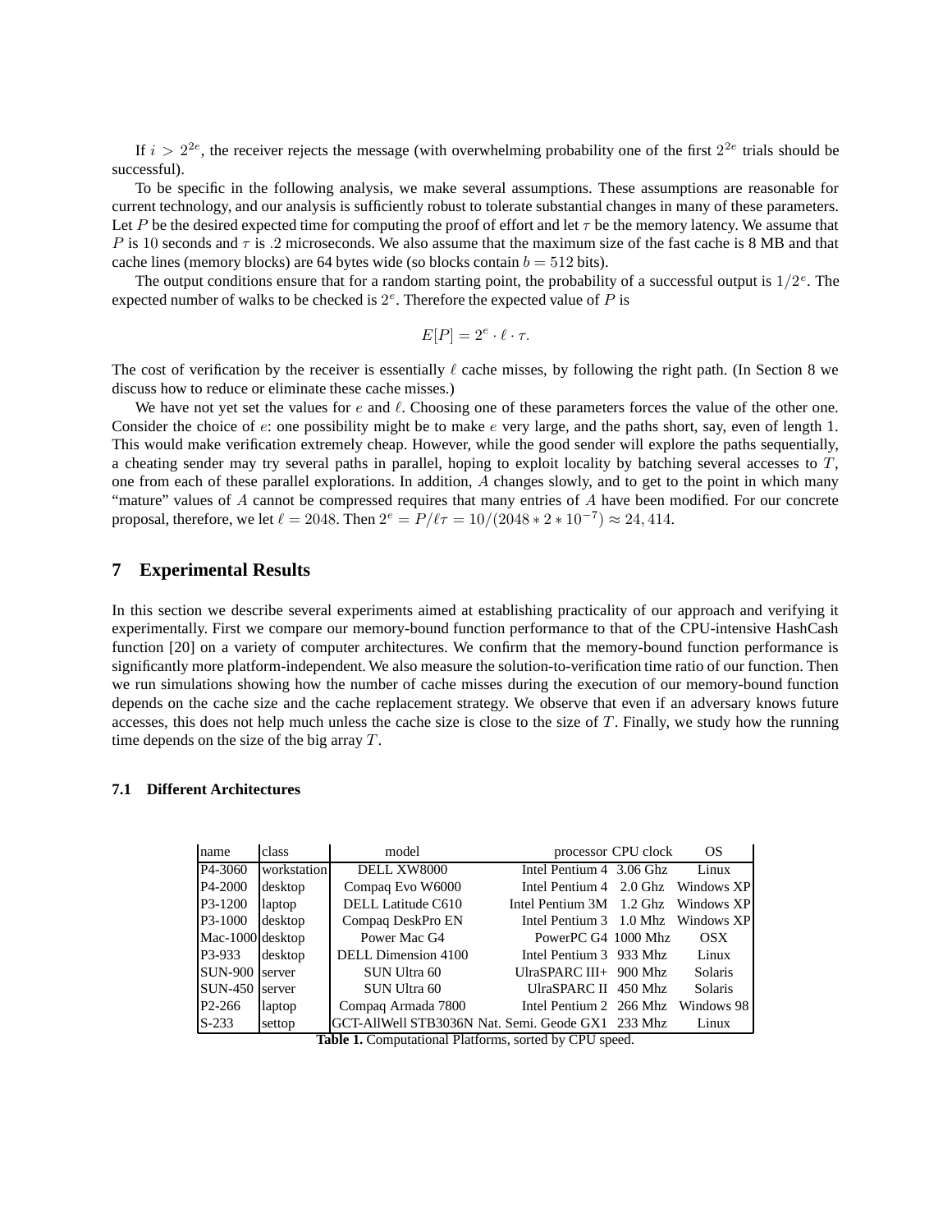If $i > 2^{2e}$, the receiver rejects the message (with overwhelming probability one of the first $2^{2e}$ trials should be successful).

To be specific in the following analysis, we make several assumptions. These assumptions are reasonable for current technology, and our analysis is sufficiently robust to tolerate substantial changes in many of these parameters. Let $P$ be the desired expected time for computing the proof of effort and let $\tau$ be the memory latency. We assume that $P$ is 10 seconds and $\tau$ is .2 microseconds. We also assume that the maximum size of the fast cache is 8 MB and that cache lines (memory blocks) are 64 bytes wide (so blocks contain $b = 512$ bits).

The output conditions ensure that for a random starting point, the probability of a successful output is $1/2^e$. The expected number of walks to be checked is $2^e$. Therefore the expected value of $P$ is

$$E[P] = 2^e \cdot \ell \cdot \tau.$$

The cost of verification by the receiver is essentially $\ell$ cache misses, by following the right path. (In Section 8 we discuss how to reduce or eliminate these cache misses.)

We have not yet set the values for $e$ and $\ell$. Choosing one of these parameters forces the value of the other one. Consider the choice of $e$: one possibility might be to make $e$ very large, and the paths short, say, even of length 1. This would make verification extremely cheap. However, while the good sender will explore the paths sequentially, a cheating sender may try several paths in parallel, hoping to exploit locality by batching several accesses to $T$, one from each of these parallel explorations. In addition, $A$ changes slowly, and to get to the point in which many "mature" values of $A$ cannot be compressed requires that many entries of $A$ have been modified. For our concrete proposal, therefore, we let $\ell = 2048$. Then $2^e = P/\ell\tau = 10/(2048 * 2 * 10^{-7}) \approx 24,414$.

## 7 Experimental Results

In this section we describe several experiments aimed at establishing practicality of our approach and verifying it experimentally. First we compare our memory-bound function performance to that of the CPU-intensive HashCash function [20] on a variety of computer architectures. We confirm that the memory-bound function performance is significantly more platform-independent. We also measure the solution-to-verification time ratio of our function. Then we run simulations showing how the number of cache misses during the execution of our memory-bound function depends on the cache size and the cache replacement strategy. We observe that even if an adversary knows future accesses, this does not help much unless the cache size is close to the size of $T$. Finally, we study how the running time depends on the size of the big array $T$.

### 7.1 Different Architectures

| name | class | model | processor | CPU clock | OS |
|---|---|---|---|---|---|
| P4-3060 | workstation | DELL XW8000 | Intel Pentium 4 | 3.06 Ghz | Linux |
| P4-2000 | desktop | Compaq Evo W6000 | Intel Pentium 4 | 2.0 Ghz | Windows XP |
| P3-1200 | laptop | DELL Latitude C610 | Intel Pentium 3M | 1.2 Ghz | Windows XP |
| P3-1000 | desktop | Compaq DeskPro EN | Intel Pentium 3 | 1.0 Mhz | Windows XP |
| Mac-1000 | desktop | Power Mac G4 | PowerPC G4 | 1000 Mhz | OSX |
| P3-933 | desktop | DELL Dimension 4100 | Intel Pentium 3 | 933 Mhz | Linux |
| SUN-900 | server | SUN Ultra 60 | UltraSPARC III+ | 900 Mhz | Solaris |
| SUN-450 | server | SUN Ultra 60 | UltraSPARC II | 450 Mhz | Solaris |
| P2-266 | laptop | Compaq Armada 7800 | Intel Pentium 2 | 266 Mhz | Windows 98 |
| S-233 | settop | GCT-AllWell STB3036N | Nat. Semi. Geode GX1 | 233 Mhz | Linux |

**Table 1.** Computational Platforms, sorted by CPU speed.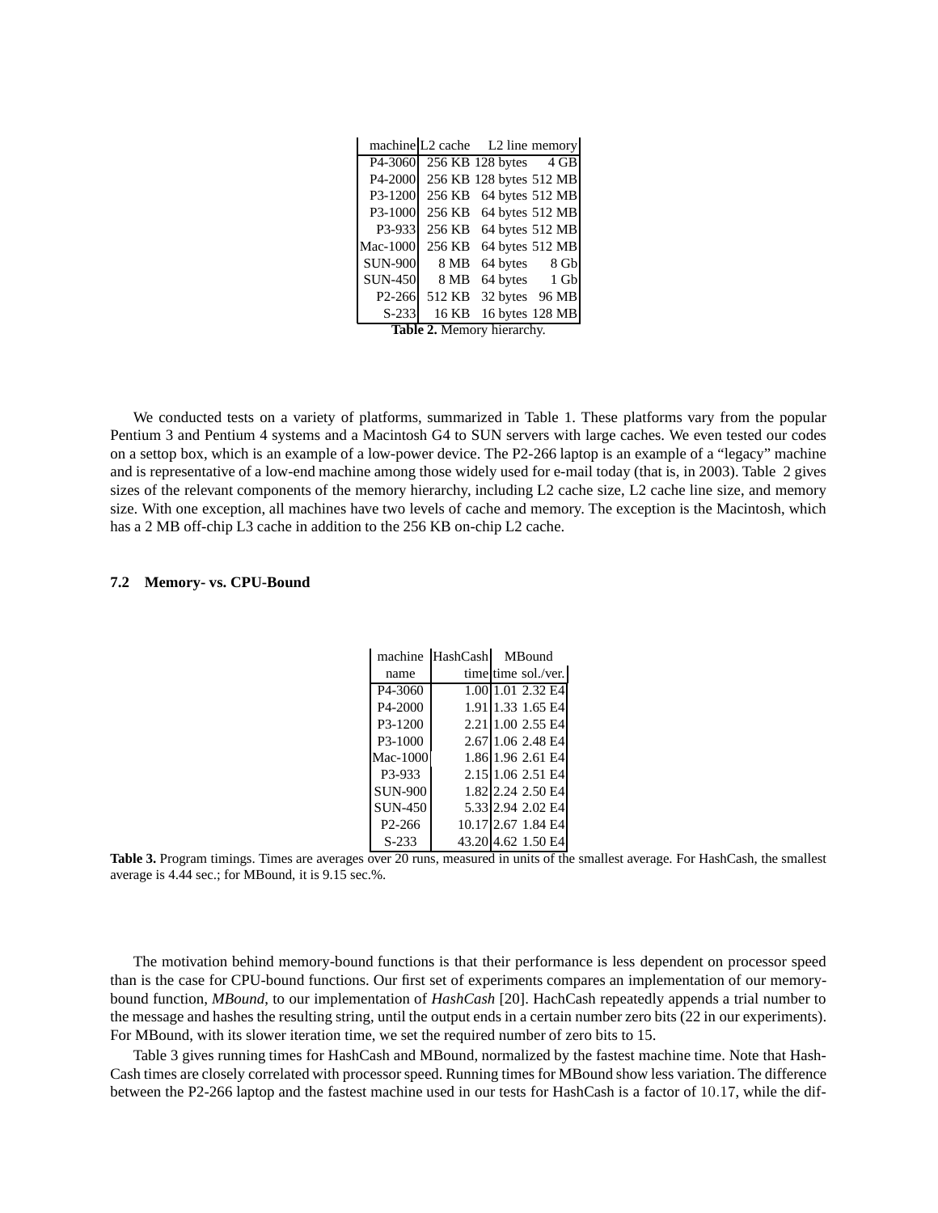| machine | L2 cache | L2 line | memory |
|---|---|---|---|
| P4-3060 | 256 KB | 128 bytes | 4 GB |
| P4-2000 | 256 KB | 128 bytes | 512 MB |
| P3-1200 | 256 KB | 64 bytes | 512 MB |
| P3-1000 | 256 KB | 64 bytes | 512 MB |
| P3-933 | 256 KB | 64 bytes | 512 MB |
| Mac-1000 | 256 KB | 64 bytes | 512 MB |
| SUN-900 | 8 MB | 64 bytes | 8 Gb |
| SUN-450 | 8 MB | 64 bytes | 1 Gb |
| P2-266 | 512 KB | 32 bytes | 96 MB |
| S-233 | 16 KB | 16 bytes | 128 MB |

**Table 2.** Memory hierarchy.

We conducted tests on a variety of platforms, summarized in Table 1. These platforms vary from the popular Pentium 3 and Pentium 4 systems and a Macintosh G4 to SUN servers with large caches. We even tested our codes on a settop box, which is an example of a low-power device. The P2-266 laptop is an example of a "legacy" machine and is representative of a low-end machine among those widely used for e-mail today (that is, in 2003). Table 2 gives sizes of the relevant components of the memory hierarchy, including L2 cache size, L2 cache line size, and memory size. With one exception, all machines have two levels of cache and memory. The exception is the Macintosh, which has a 2 MB off-chip L3 cache in addition to the 256 KB on-chip L2 cache.

### 7.2 Memory- vs. CPU-Bound

| machine | HashCash | MBound | |
|---|---|---|---|
| name | time | time | sol./ver. |
| P4-3060 | 1.00 | 1.01 | 2.32 E4 |
| P4-2000 | 1.91 | 1.33 | 1.65 E4 |
| P3-1200 | 2.21 | 1.00 | 2.55 E4 |
| P3-1000 | 2.67 | 1.06 | 2.48 E4 |
| Mac-1000 | 1.86 | 1.96 | 2.61 E4 |
| P3-933 | 2.15 | 1.06 | 2.51 E4 |
| SUN-900 | 1.82 | 2.24 | 2.50 E4 |
| SUN-450 | 5.33 | 2.94 | 2.02 E4 |
| P2-266 | 10.17 | 2.67 | 1.84 E4 |
| S-233 | 43.20 | 4.62 | 1.50 E4 |

**Table 3.** Program timings. Times are averages over 20 runs, measured in units of the smallest average. For HashCash, the smallest average is 4.44 sec.; for MBound, it is 9.15 sec.%.

The motivation behind memory-bound functions is that their performance is less dependent on processor speed than is the case for CPU-bound functions. Our first set of experiments compares an implementation of our memory-bound function, *MBound*, to our implementation of *HashCash* [20]. HachCash repeatedly appends a trial number to the message and hashes the resulting string, until the output ends in a certain number zero bits (22 in our experiments). For MBound, with its slower iteration time, we set the required number of zero bits to 15.

Table 3 gives running times for HashCash and MBound, normalized by the fastest machine time. Note that HashCash times are closely correlated with processor speed. Running times for MBound show less variation. The difference between the P2-266 laptop and the fastest machine used in our tests for HashCash is a factor of 10.17, while the dif-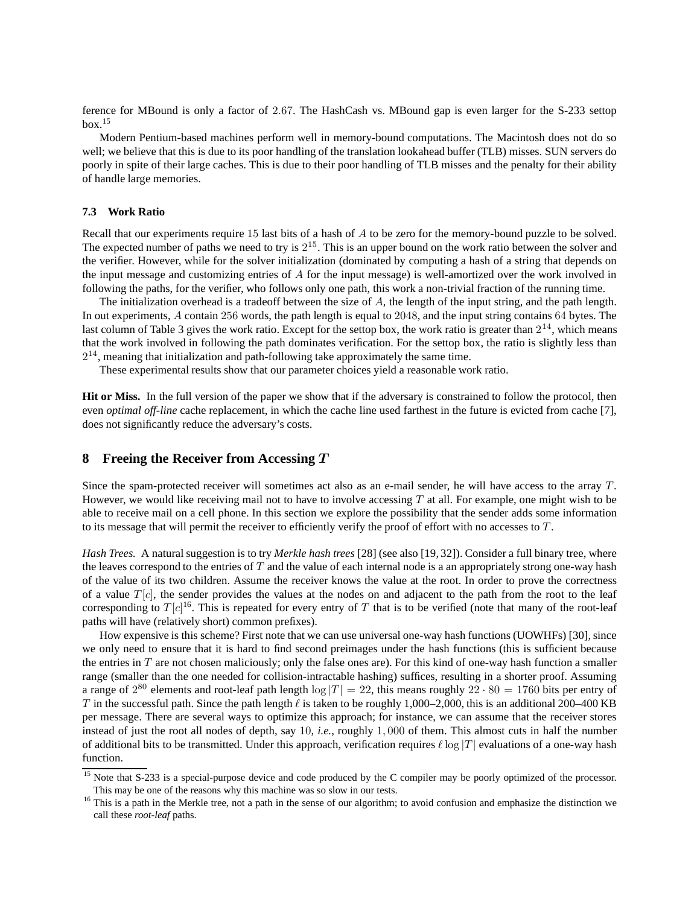ference for MBound is only a factor of $2.67$. The HashCash vs. MBound gap is even larger for the S-233 settop box.[15]

Modern Pentium-based machines perform well in memory-bound computations. The Macintosh does not do so well; we believe that this is due to its poor handling of the translation lookahead buffer (TLB) misses. SUN servers do poorly in spite of their large caches. This is due to their poor handling of TLB misses and the penalty for their ability of handle large memories.

### 7.3 Work Ratio

Recall that our experiments require $15$ last bits of a hash of $A$ to be zero for the memory-bound puzzle to be solved. The expected number of paths we need to try is $2^{15}$. This is an upper bound on the work ratio between the solver and the verifier. However, while for the solver initialization (dominated by computing a hash of a string that depends on the input message and customizing entries of $A$ for the input message) is well-amortized over the work involved in following the paths, for the verifier, who follows only one path, this work a non-trivial fraction of the running time.

The initialization overhead is a tradeoff between the size of $A$, the length of the input string, and the path length. In out experiments, $A$ contain $256$ words, the path length is equal to $2048$, and the input string contains $64$ bytes. The last column of Table 3 gives the work ratio. Except for the settop box, the work ratio is greater than $2^{14}$, which means that the work involved in following the path dominates verification. For the settop box, the ratio is slightly less than $2^{14}$, meaning that initialization and path-following take approximately the same time.

These experimental results show that our parameter choices yield a reasonable work ratio.

**Hit or Miss.** In the full version of the paper we show that if the adversary is constrained to follow the protocol, then even *optimal off-line* cache replacement, in which the cache line used farthest in the future is evicted from cache [7], does not significantly reduce the adversary's costs.

## 8 Freeing the Receiver from Accessing $T$

Since the spam-protected receiver will sometimes act also as an e-mail sender, he will have access to the array $T$. However, we would like receiving mail not to have to involve accessing $T$ at all. For example, one might wish to be able to receive mail on a cell phone. In this section we explore the possibility that the sender adds some information to its message that will permit the receiver to efficiently verify the proof of effort with no accesses to $T$.

*Hash Trees.* A natural suggestion is to try *Merkle hash trees* [28] (see also [19, 32]). Consider a full binary tree, where the leaves correspond to the entries of $T$ and the value of each internal node is a an appropriately strong one-way hash of the value of its two children. Assume the receiver knows the value at the root. In order to prove the correctness of a value $T[c]$, the sender provides the values at the nodes on and adjacent to the path from the root to the leaf corresponding to $T[c]$[16]. This is repeated for every entry of $T$ that is to be verified (note that many of the root-leaf paths will have (relatively short) common prefixes).

How expensive is this scheme? First note that we can use universal one-way hash functions (UOWHFs) [30], since we only need to ensure that it is hard to find second preimages under the hash functions (this is sufficient because the entries in $T$ are not chosen maliciously; only the false ones are). For this kind of one-way hash function a smaller range (smaller than the one needed for collision-intractable hashing) suffices, resulting in a shorter proof. Assuming a range of $2^{80}$ elements and root-leaf path length $\log |T| = 22$, this means roughly $22 \cdot 80 = 1760$ bits per entry of $T$ in the successful path. Since the path length $\ell$ is taken to be roughly 1,000–2,000, this is an additional 200–400 KB per message. There are several ways to optimize this approach; for instance, we can assume that the receiver stores instead of just the root all nodes of depth, say $10$, *i.e.*, roughly $1,000$ of them. This almost cuts in half the number of additional bits to be transmitted. Under this approach, verification requires $\ell \log |T|$ evaluations of a one-way hash function.

---

[15] Note that S-233 is a special-purpose device and code produced by the C compiler may be poorly optimized of the processor. This may be one of the reasons why this machine was so slow in our tests.

[16] This is a path in the Merkle tree, not a path in the sense of our algorithm; to avoid confusion and emphasize the distinction we call these *root-leaf* paths.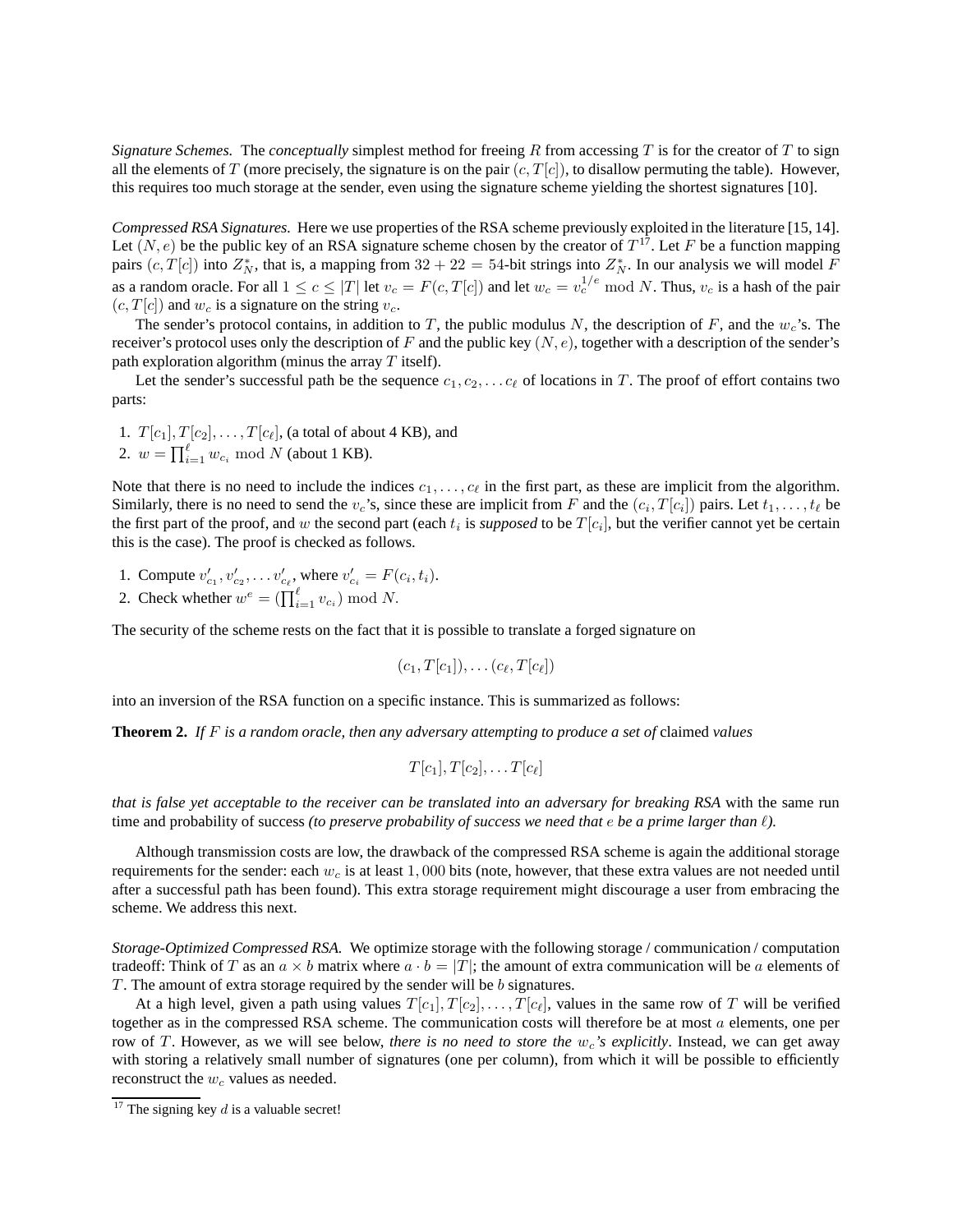*Signature Schemes.* The *conceptually* simplest method for freeing $R$ from accessing $T$ is for the creator of $T$ to sign all the elements of $T$ (more precisely, the signature is on the pair $(c, T[c])$, to disallow permuting the table). However, this requires too much storage at the sender, even using the signature scheme yielding the shortest signatures [10].

*Compressed RSA Signatures.* Here we use properties of the RSA scheme previously exploited in the literature [15, 14]. Let $(N, e)$ be the public key of an RSA signature scheme chosen by the creator of $T$[17]. Let $F$ be a function mapping pairs $(c, T[c])$ into $Z_N^*$, that is, a mapping from $32 + 22 = 54$-bit strings into $Z_N^*$. In our analysis we will model $F$ as a random oracle. For all $1 \leq c \leq |T|$ let $v_c = F(c, T[c])$ and let $w_c = v_c^{1/e} \bmod N$. Thus, $v_c$ is a hash of the pair $(c, T[c])$ and $w_c$ is a signature on the string $v_c$.

The sender's protocol contains, in addition to $T$, the public modulus $N$, the description of $F$, and the $w_c$'s. The receiver's protocol uses only the description of $F$ and the public key $(N, e)$, together with a description of the sender's path exploration algorithm (minus the array $T$ itself).

Let the sender's successful path be the sequence $c_1, c_2, \ldots c_\ell$ of locations in $T$. The proof of effort contains two parts:

1. $T[c_1], T[c_2], \ldots, T[c_\ell]$, (a total of about 4 KB), and
2. $w = \prod_{i=1}^{\ell} w_{c_i} \bmod N$ (about 1 KB).

Note that there is no need to include the indices $c_1, \ldots, c_\ell$ in the first part, as these are implicit from the algorithm. Similarly, there is no need to send the $v_c$'s, since these are implicit from $F$ and the $(c_i, T[c_i])$ pairs. Let $t_1, \ldots, t_\ell$ be the first part of the proof, and $w$ the second part (each $t_i$ is *supposed* to be $T[c_i]$, but the verifier cannot yet be certain this is the case). The proof is checked as follows.

1. Compute $v'_{c_1}, v'_{c_2}, \ldots v'_{c_\ell}$, where $v'_{c_i} = F(c_i, t_i)$.
2. Check whether $w^e = (\prod_{i=1}^{\ell} v_{c_i}) \bmod N$.

The security of the scheme rests on the fact that it is possible to translate a forged signature on

$$(c_1, T[c_1]), \ldots (c_\ell, T[c_\ell])$$

into an inversion of the RSA function on a specific instance. This is summarized as follows:

**Theorem 2.** *If $F$ is a random oracle, then any adversary attempting to produce a set of* claimed *values*

$$T[c_1], T[c_2], \ldots T[c_\ell]$$

*that is false yet acceptable to the receiver can be translated into an adversary for breaking RSA* with the same run time and probability of success *(to preserve probability of success we need that $e$ be a prime larger than $\ell$).*

Although transmission costs are low, the drawback of the compressed RSA scheme is again the additional storage requirements for the sender: each $w_c$ is at least $1,000$ bits (note, however, that these extra values are not needed until after a successful path has been found). This extra storage requirement might discourage a user from embracing the scheme. We address this next.

*Storage-Optimized Compressed RSA.* We optimize storage with the following storage / communication / computation tradeoff: Think of $T$ as an $a \times b$ matrix where $a \cdot b = |T|$; the amount of extra communication will be $a$ elements of $T$. The amount of extra storage required by the sender will be $b$ signatures.

At a high level, given a path using values $T[c_1], T[c_2], \ldots, T[c_\ell]$, values in the same row of $T$ will be verified together as in the compressed RSA scheme. The communication costs will therefore be at most $a$ elements, one per row of $T$. However, as we will see below, *there is no need to store the $w_c$'s explicitly*. Instead, we can get away with storing a relatively small number of signatures (one per column), from which it will be possible to efficiently reconstruct the $w_c$ values as needed.

[17] The signing key $d$ is a valuable secret!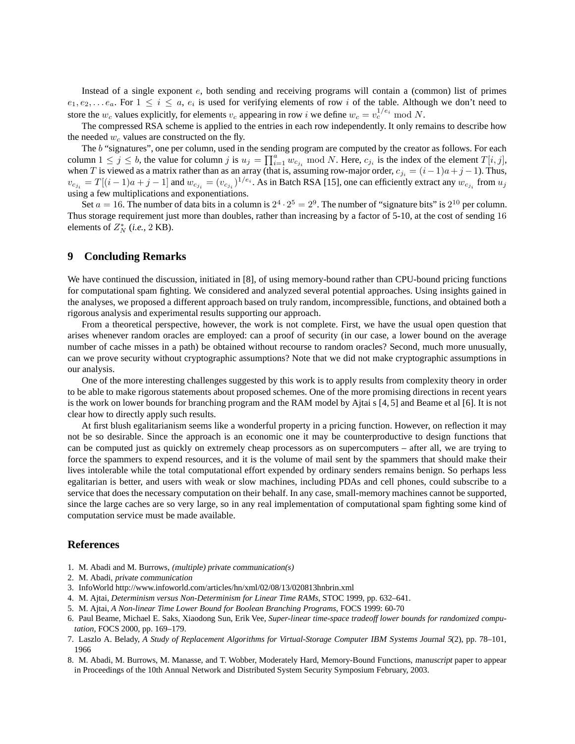Instead of a single exponent $e$, both sending and receiving programs will contain a (common) list of primes $e_1, e_2, \ldots e_a$. For $1 \leq i \leq a$, $e_i$ is used for verifying elements of row $i$ of the table. Although we don't need to store the $w_c$ values explicitly, for elements $v_c$ appearing in row $i$ we define $w_c = v_c^{1/e_i} \bmod N$.

The compressed RSA scheme is applied to the entries in each row independently. It only remains to describe how the needed $w_c$ values are constructed on the fly.

The $b$ "signatures", one per column, used in the sending program are computed by the creator as follows. For each column $1 \leq j \leq b$, the value for column $j$ is $u_j = \prod_{i=1}^{a} w_{c_{j_i}} \bmod N$. Here, $c_{j_i}$ is the index of the element $T[i, j]$, when $T$ is viewed as a matrix rather than as an array (that is, assuming row-major order, $c_{j_i} = (i-1)a + j - 1$). Thus, $v_{c_{j_i}} = T[(i-1)a + j - 1]$ and $w_{c_{j_i}} = (v_{c_{j_i}})^{1/e_i}$. As in Batch RSA [15], one can efficiently extract any $w_{c_{j_i}}$ from $u_j$ using a few multiplications and exponentiations.

Set $a = 16$. The number of data bits in a column is $2^4 \cdot 2^5 = 2^9$. The number of "signature bits" is $2^{10}$ per column. Thus storage requirement just more than doubles, rather than increasing by a factor of 5-10, at the cost of sending 16 elements of $Z_N^*$ (*i.e.*, 2 KB).

## 9 Concluding Remarks

We have continued the discussion, initiated in [8], of using memory-bound rather than CPU-bound pricing functions for computational spam fighting. We considered and analyzed several potential approaches. Using insights gained in the analyses, we proposed a different approach based on truly random, incompressible, functions, and obtained both a rigorous analysis and experimental results supporting our approach.

From a theoretical perspective, however, the work is not complete. First, we have the usual open question that arises whenever random oracles are employed: can a proof of security (in our case, a lower bound on the average number of cache misses in a path) be obtained without recourse to random oracles? Second, much more unusually, can we prove security without cryptographic assumptions? Note that we did not make cryptographic assumptions in our analysis.

One of the more interesting challenges suggested by this work is to apply results from complexity theory in order to be able to make rigorous statements about proposed schemes. One of the more promising directions in recent years is the work on lower bounds for branching program and the RAM model by Ajtai s [4, 5] and Beame et al [6]. It is not clear how to directly apply such results.

At first blush egalitarianism seems like a wonderful property in a pricing function. However, on reflection it may not be so desirable. Since the approach is an economic one it may be counterproductive to design functions that can be computed just as quickly on extremely cheap processors as on supercomputers – after all, we are trying to force the spammers to expend resources, and it is the volume of mail sent by the spammers that should make their lives intolerable while the total computational effort expended by ordinary senders remains benign. So perhaps less egalitarian is better, and users with weak or slow machines, including PDAs and cell phones, could subscribe to a service that does the necessary computation on their behalf. In any case, small-memory machines cannot be supported, since the large caches are so very large, so in any real implementation of computational spam fighting some kind of computation service must be made available.

## References

1. M. Abadi and M. Burrows, *(multiple) private communication(s)*
2. M. Abadi, *private communication*
3. InfoWorld http://www.infoworld.com/articles/hn/xml/02/08/13/020813hnbrin.xml
4. M. Ajtai, *Determinism versus Non-Determinism for Linear Time RAMs*, STOC 1999, pp. 632–641.
5. M. Ajtai, *A Non-linear Time Lower Bound for Boolean Branching Programs*, FOCS 1999: 60-70
6. Paul Beame, Michael E. Saks, Xiaodong Sun, Erik Vee, *Super-linear time-space tradeoff lower bounds for randomized computation*, FOCS 2000, pp. 169–179.
7. Laszlo A. Belady, *A Study of Replacement Algorithms for Virtual-Storage Computer IBM Systems Journal 5*(2), pp. 78–101, 1966
8. M. Abadi, M. Burrows, M. Manasse, and T. Wobber, Moderately Hard, Memory-Bound Functions, *manuscript* paper to appear in Proceedings of the 10th Annual Network and Distributed System Security Symposium February, 2003.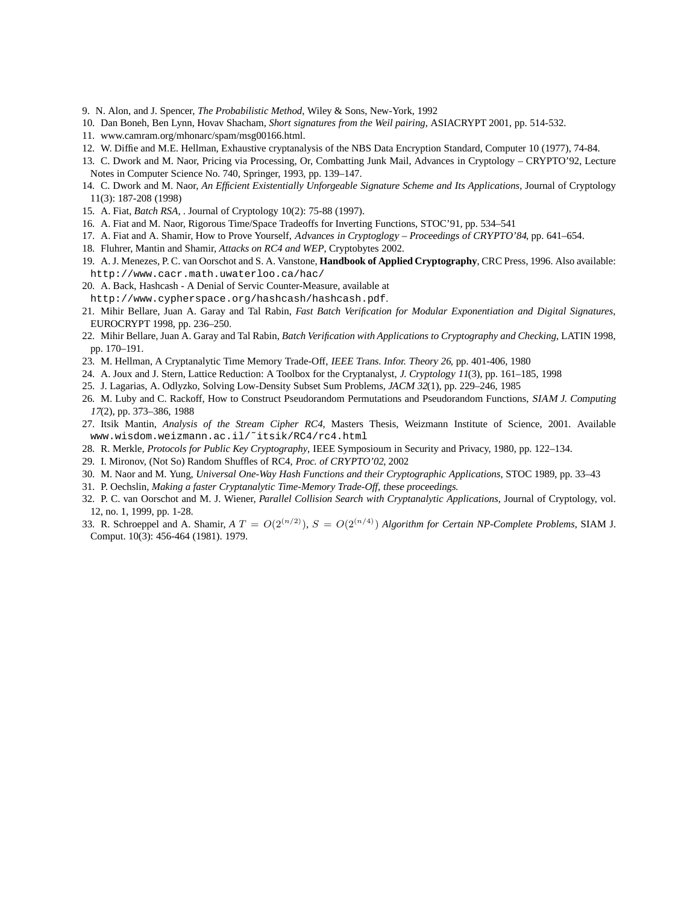9. N. Alon, and J. Spencer, *The Probabilistic Method*, Wiley & Sons, New-York, 1992
10. Dan Boneh, Ben Lynn, Hovav Shacham, *Short signatures from the Weil pairing*, ASIACRYPT 2001, pp. 514-532.
11. www.camram.org/mhonarc/spam/msg00166.html.
12. W. Diffie and M.E. Hellman, Exhaustive cryptanalysis of the NBS Data Encryption Standard, Computer 10 (1977), 74-84.
13. C. Dwork and M. Naor, Pricing via Processing, Or, Combatting Junk Mail, Advances in Cryptology – CRYPTO'92, Lecture Notes in Computer Science No. 740, Springer, 1993, pp. 139–147.
14. C. Dwork and M. Naor, *An Efficient Existentially Unforgeable Signature Scheme and Its Applications*, Journal of Cryptology 11(3): 187-208 (1998)
15. A. Fiat, *Batch RSA*, . Journal of Cryptology 10(2): 75-88 (1997).
16. A. Fiat and M. Naor, Rigorous Time/Space Tradeoffs for Inverting Functions, STOC'91, pp. 534–541
17. A. Fiat and A. Shamir, How to Prove Yourself, *Advances in Cryptoglogy – Proceedings of CRYPTO'84*, pp. 641–654.
18. Fluhrer, Mantin and Shamir, *Attacks on RC4 and WEP*, Cryptobytes 2002.
19. A. J. Menezes, P. C. van Oorschot and S. A. Vanstone, **Handbook of Applied Cryptography**, CRC Press, 1996. Also available: `http://www.cacr.math.uwaterloo.ca/hac/`
20. A. Back, Hashcash - A Denial of Servic Counter-Measure, available at `http://www.cypherspace.org/hashcash/hashcash.pdf`.
21. Mihir Bellare, Juan A. Garay and Tal Rabin, *Fast Batch Verification for Modular Exponentiation and Digital Signatures*, EUROCRYPT 1998, pp. 236–250.
22. Mihir Bellare, Juan A. Garay and Tal Rabin, *Batch Verification with Applications to Cryptography and Checking*, LATIN 1998, pp. 170–191.
23. M. Hellman, A Cryptanalytic Time Memory Trade-Off, *IEEE Trans. Infor. Theory 26*, pp. 401-406, 1980
24. A. Joux and J. Stern, Lattice Reduction: A Toolbox for the Cryptanalyst, *J. Cryptology 11*(3), pp. 161–185, 1998
25. J. Lagarias, A. Odlyzko, Solving Low-Density Subset Sum Problems, *JACM 32*(1), pp. 229–246, 1985
26. M. Luby and C. Rackoff, How to Construct Pseudorandom Permutations and Pseudorandom Functions, *SIAM J. Computing 17*(2), pp. 373–386, 1988
27. Itsik Mantin, *Analysis of the Stream Cipher RC4*, Masters Thesis, Weizmann Institute of Science, 2001. Available `www.wisdom.weizmann.ac.il/~itsik/RC4/rc4.html`
28. R. Merkle, *Protocols for Public Key Cryptography*, IEEE Symposioum in Security and Privacy, 1980, pp. 122–134.
29. I. Mironov, (Not So) Random Shuffles of RC4, *Proc. of CRYPTO'02*, 2002
30. M. Naor and M. Yung, *Universal One-Way Hash Functions and their Cryptographic Applications*, STOC 1989, pp. 33–43
31. P. Oechslin, *Making a faster Cryptanalytic Time-Memory Trade-Off, these proceedings.*
32. P. C. van Oorschot and M. J. Wiener, *Parallel Collision Search with Cryptanalytic Applications*, Journal of Cryptology, vol. 12, no. 1, 1999, pp. 1-28.
33. R. Schroeppel and A. Shamir, *A* $T = O(2^{(n/2)})$, $S = O(2^{(n/4)})$ *Algorithm for Certain NP-Complete Problems*, SIAM J. Comput. 10(3): 456-464 (1981). 1979.